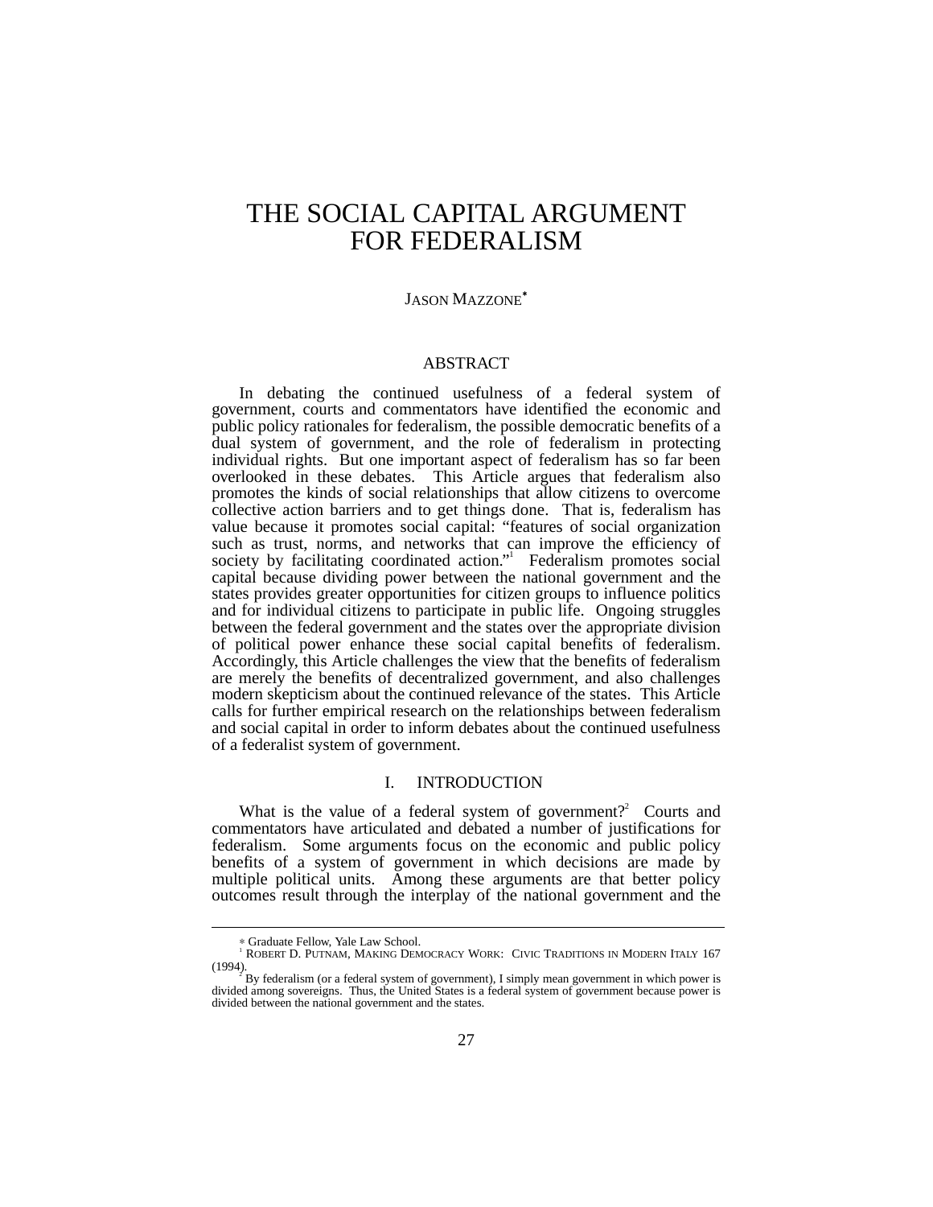# THE SOCIAL CAPITAL ARGUMENT FOR FEDERALISM

JASON MAZZONE*

## ABSTRACT

In debating the continued usefulness of a federal system of government, courts and commentators have identified the economic and public policy rationales for federalism, the possible democratic benefits of a dual system of government, and the role of federalism in protecting individual rights. But one important aspect of federalism has so far been overlooked in these debates. This Article argues that federalism also promotes the kinds of social relationships that allow citizens to overcome collective action barriers and to get things done. That is, federalism has value because it promotes social capital: "features of social organization such as trust, norms, and networks that can improve the efficiency of society by facilitating coordinated action."[1] Federalism promotes social capital because dividing power between the national government and the states provides greater opportunities for citizen groups to influence politics and for individual citizens to participate in public life. Ongoing struggles between the federal government and the states over the appropriate division of political power enhance these social capital benefits of federalism. Accordingly, this Article challenges the view that the benefits of federalism are merely the benefits of decentralized government, and also challenges modern skepticism about the continued relevance of the states. This Article calls for further empirical research on the relationships between federalism and social capital in order to inform debates about the continued usefulness of a federalist system of government.

## I. INTRODUCTION

What is the value of a federal system of government?[2] Courts and commentators have articulated and debated a number of justifications for federalism. Some arguments focus on the economic and public policy benefits of a system of government in which decisions are made by multiple political units. Among these arguments are that better policy outcomes result through the interplay of the national government and the

---

* Graduate Fellow, Yale Law School.

[1] ROBERT D. PUTNAM, MAKING DEMOCRACY WORK: CIVIC TRADITIONS IN MODERN ITALY 167 (1994).

[2] By federalism (or a federal system of government), I simply mean government in which power is divided among sovereigns. Thus, the United States is a federal system of government because power is divided between the national government and the states.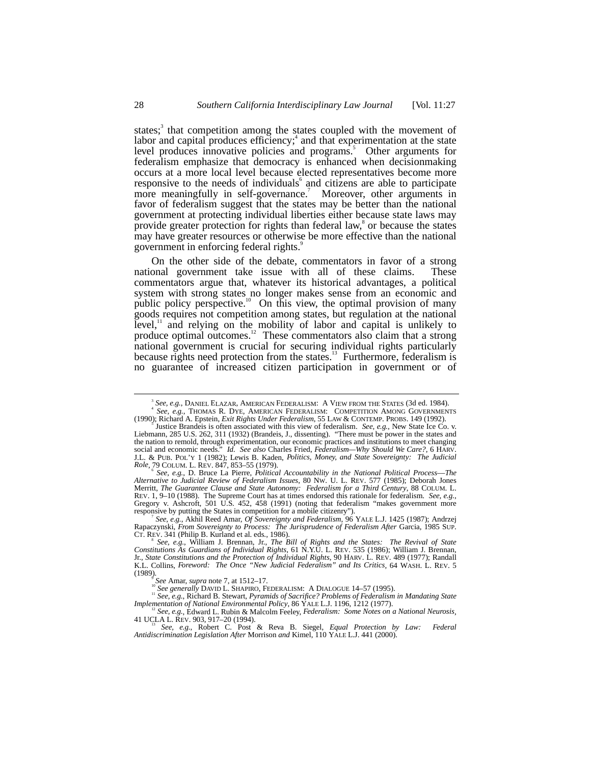states;[3] that competition among the states coupled with the movement of labor and capital produces efficiency;[4] and that experimentation at the state level produces innovative policies and programs.[5] Other arguments for federalism emphasize that democracy is enhanced when decisionmaking occurs at a more local level because elected representatives become more responsive to the needs of individuals[6] and citizens are able to participate more meaningfully in self-governance.[7] Moreover, other arguments in favor of federalism suggest that the states may be better than the national government at protecting individual liberties either because state laws may provide greater protection for rights than federal law,[8] or because the states may have greater resources or otherwise be more effective than the national government in enforcing federal rights.[9]

On the other side of the debate, commentators in favor of a strong national government take issue with all of these claims. These commentators argue that, whatever its historical advantages, a political system with strong states no longer makes sense from an economic and public policy perspective.[10] On this view, the optimal provision of many goods requires not competition among states, but regulation at the national level,[11] and relying on the mobility of labor and capital is unlikely to produce optimal outcomes.[12] These commentators also claim that a strong national government is crucial for securing individual rights particularly because rights need protection from the states.[13] Furthermore, federalism is no guarantee of increased citizen participation in government or of

---

[3] *See, e.g.*, DANIEL ELAZAR, AMERICAN FEDERALISM: A VIEW FROM THE STATES (3d ed. 1984).

[4] *See, e.g.*, THOMAS R. DYE, AMERICAN FEDERALISM: COMPETITION AMONG GOVERNMENTS (1990); Richard A. Epstein, *Exit Rights Under Federalism*, 55 LAW & CONTEMP. PROBS. 149 (1992).

[5] Justice Brandeis is often associated with this view of federalism. *See, e.g.*, New State Ice Co. v. Liebmann, 285 U.S. 262, 311 (1932) (Brandeis, J., dissenting). "There must be power in the states and the nation to remold, through experimentation, our economic practices and institutions to meet changing social and economic needs." *Id. See also* Charles Fried, *Federalism—Why Should We Care?*, 6 HARV. J.L. & PUB. POL'Y 1 (1982); Lewis B. Kaden, *Politics, Money, and State Sovereignty: The Judicial Role*, 79 COLUM. L. REV. 847, 853–55 (1979).

[6] *See, e.g.*, D. Bruce La Pierre, *Political Accountability in the National Political Process—The Alternative to Judicial Review of Federalism Issues*, 80 NW. U. L. REV. 577 (1985); Deborah Jones Merritt, *The Guarantee Clause and State Autonomy: Federalism for a Third Century*, 88 COLUM. L. REV. 1, 9–10 (1988). The Supreme Court has at times endorsed this rationale for federalism. *See, e.g.*, Gregory v. Ashcroft, 501 U.S. 452, 458 (1991) (noting that federalism "makes government more responsive by putting the States in competition for a mobile citizenry").

[7] *See, e.g.*, Akhil Reed Amar, *Of Sovereignty and Federalism*, 96 YALE L.J. 1425 (1987); Andrzej Rapaczynski, *From Sovereignty to Process: The Jurisprudence of Federalism After* Garcia, 1985 SUP. CT. REV. 341 (Philip B. Kurland et al. eds., 1986).

[8] *See, e.g.*, William J. Brennan, Jr., *The Bill of Rights and the States: The Revival of State Constitutions As Guardians of Individual Rights*, 61 N.Y.U. L. REV. 535 (1986); William J. Brennan, Jr., *State Constitutions and the Protection of Individual Rights*, 90 HARV. L. REV. 489 (1977); Randall K.L. Collins, *Foreword: The Once "New Judicial Federalism" and Its Critics*, 64 WASH. L. REV. 5 (1989).

[9] *See* Amar, *supra* note 7, at 1512–17.

[10] *See generally* DAVID L. SHAPIRO, FEDERALISM: A DIALOGUE 14–57 (1995).

[11] *See, e.g.*, Richard B. Stewart, *Pyramids of Sacrifice? Problems of Federalism in Mandating State Implementation of National Environmental Policy*, 86 YALE L.J. 1196, 1212 (1977).

[12] *See, e.g.*, Edward L. Rubin & Malcolm Feeley, *Federalism: Some Notes on a National Neurosis*, 41 UCLA L. REV. 903, 917–20 (1994).

[13] *See, e.g.*, Robert C. Post & Reva B. Siegel, *Equal Protection by Law: Federal Antidiscrimination Legislation After* Morrison *and* Kimel, 110 YALE L.J. 441 (2000).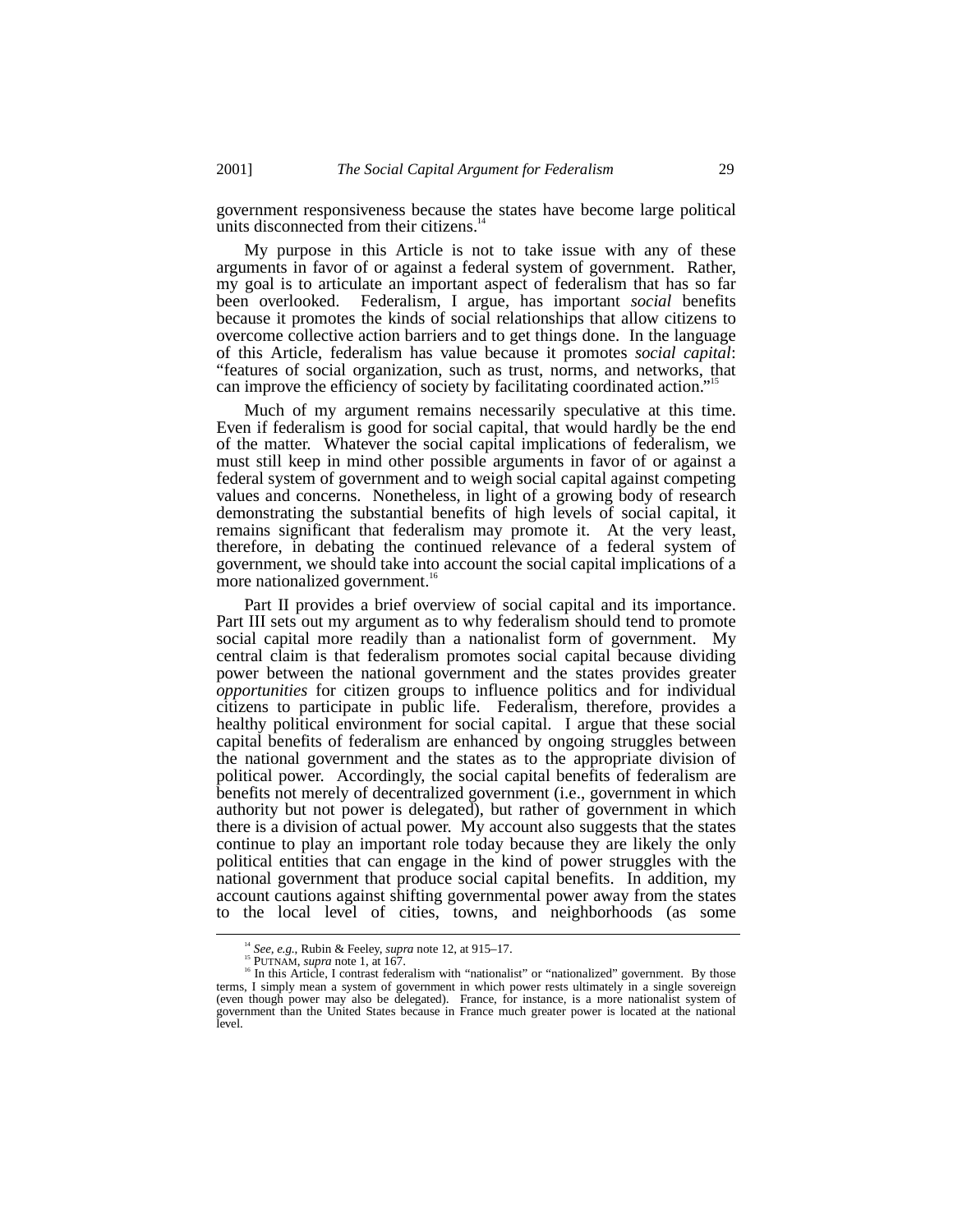government responsiveness because the states have become large political units disconnected from their citizens.[14]

My purpose in this Article is not to take issue with any of these arguments in favor of or against a federal system of government. Rather, my goal is to articulate an important aspect of federalism that has so far been overlooked. Federalism, I argue, has important *social* benefits because it promotes the kinds of social relationships that allow citizens to overcome collective action barriers and to get things done. In the language of this Article, federalism has value because it promotes *social capital*: "features of social organization, such as trust, norms, and networks, that can improve the efficiency of society by facilitating coordinated action."[15]

Much of my argument remains necessarily speculative at this time. Even if federalism is good for social capital, that would hardly be the end of the matter. Whatever the social capital implications of federalism, we must still keep in mind other possible arguments in favor of or against a federal system of government and to weigh social capital against competing values and concerns. Nonetheless, in light of a growing body of research demonstrating the substantial benefits of high levels of social capital, it remains significant that federalism may promote it. At the very least, therefore, in debating the continued relevance of a federal system of government, we should take into account the social capital implications of a more nationalized government.[16]

Part II provides a brief overview of social capital and its importance. Part III sets out my argument as to why federalism should tend to promote social capital more readily than a nationalist form of government. My central claim is that federalism promotes social capital because dividing power between the national government and the states provides greater *opportunities* for citizen groups to influence politics and for individual citizens to participate in public life. Federalism, therefore, provides a healthy political environment for social capital. I argue that these social capital benefits of federalism are enhanced by ongoing struggles between the national government and the states as to the appropriate division of political power. Accordingly, the social capital benefits of federalism are benefits not merely of decentralized government (i.e., government in which authority but not power is delegated), but rather of government in which there is a division of actual power. My account also suggests that the states continue to play an important role today because they are likely the only political entities that can engage in the kind of power struggles with the national government that produce social capital benefits. In addition, my account cautions against shifting governmental power away from the states to the local level of cities, towns, and neighborhoods (as some

---

[14] *See, e.g.*, Rubin & Feeley, *supra* note 12, at 915–17.

[15] PUTNAM, *supra* note 1, at 167.

[16] In this Article, I contrast federalism with "nationalist" or "nationalized" government. By those terms, I simply mean a system of government in which power rests ultimately in a single sovereign (even though power may also be delegated). France, for instance, is a more nationalist system of government than the United States because in France much greater power is located at the national level.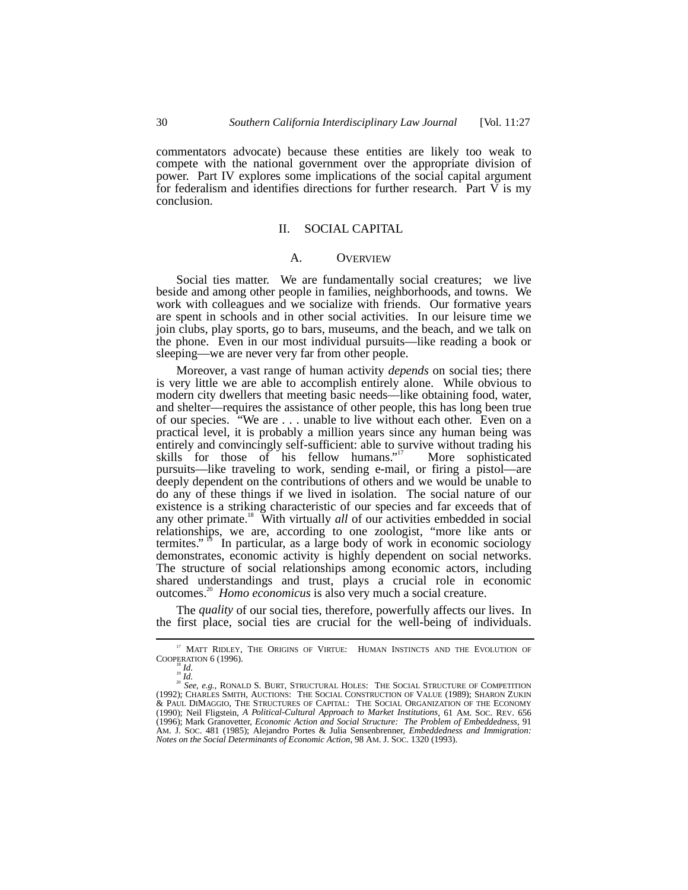commentators advocate) because these entities are likely too weak to compete with the national government over the appropriate division of power. Part IV explores some implications of the social capital argument for federalism and identifies directions for further research. Part V is my conclusion.

## II. SOCIAL CAPITAL

### A. OVERVIEW

Social ties matter. We are fundamentally social creatures; we live beside and among other people in families, neighborhoods, and towns. We work with colleagues and we socialize with friends. Our formative years are spent in schools and in other social activities. In our leisure time we join clubs, play sports, go to bars, museums, and the beach, and we talk on the phone. Even in our most individual pursuits—like reading a book or sleeping—we are never very far from other people.

Moreover, a vast range of human activity *depends* on social ties; there is very little we are able to accomplish entirely alone. While obvious to modern city dwellers that meeting basic needs—like obtaining food, water, and shelter—requires the assistance of other people, this has long been true of our species. "We are . . . unable to live without each other. Even on a practical level, it is probably a million years since any human being was entirely and convincingly self-sufficient: able to survive without trading his skills for those of his fellow humans."[17] More sophisticated pursuits—like traveling to work, sending e-mail, or firing a pistol—are deeply dependent on the contributions of others and we would be unable to do any of these things if we lived in isolation. The social nature of our existence is a striking characteristic of our species and far exceeds that of any other primate.[18] With virtually *all* of our activities embedded in social relationships, we are, according to one zoologist, "more like ants or termites."[19] In particular, as a large body of work in economic sociology demonstrates, economic activity is highly dependent on social networks. The structure of social relationships among economic actors, including shared understandings and trust, plays a crucial role in economic outcomes.[20] *Homo economicus* is also very much a social creature.

The *quality* of our social ties, therefore, powerfully affects our lives. In the first place, social ties are crucial for the well-being of individuals.

---

[17] MATT RIDLEY, THE ORIGINS OF VIRTUE: HUMAN INSTINCTS AND THE EVOLUTION OF COOPERATION 6 (1996).

[18] *Id.*

[19] *Id.*

[20] *See, e.g.*, RONALD S. BURT, STRUCTURAL HOLES: THE SOCIAL STRUCTURE OF COMPETITION (1992); CHARLES SMITH, AUCTIONS: THE SOCIAL CONSTRUCTION OF VALUE (1989); SHARON ZUKIN & PAUL DIMAGGIO, THE STRUCTURES OF CAPITAL: THE SOCIAL ORGANIZATION OF THE ECONOMY (1990); Neil Fligstein, *A Political-Cultural Approach to Market Institutions*, 61 AM. SOC. REV. 656 (1996); Mark Granovetter, *Economic Action and Social Structure: The Problem of Embeddedness*, 91 AM. J. SOC. 481 (1985); Alejandro Portes & Julia Sensenbrenner, *Embeddedness and Immigration: Notes on the Social Determinants of Economic Action*, 98 AM. J. SOC. 1320 (1993).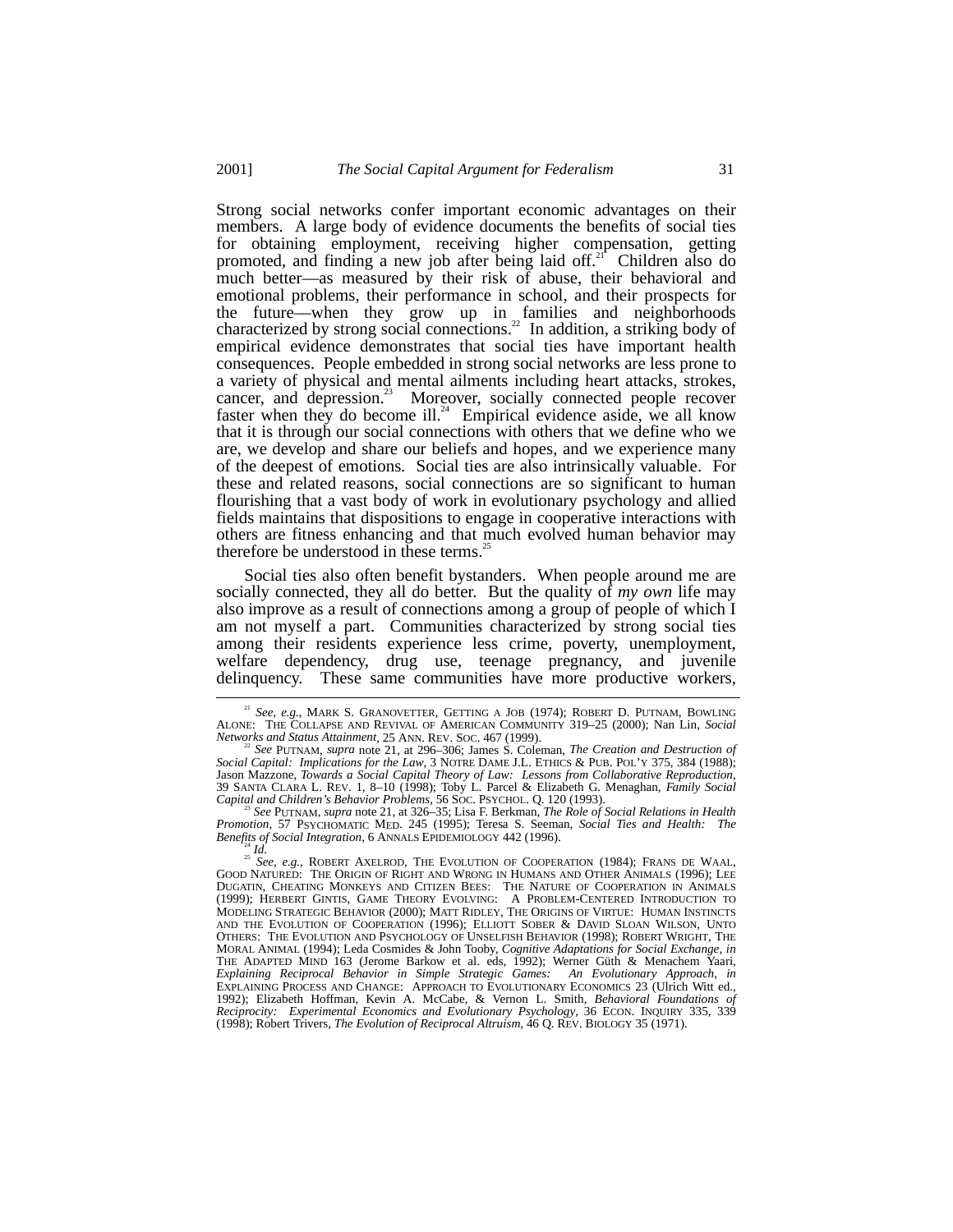Strong social networks confer important economic advantages on their members. A large body of evidence documents the benefits of social ties for obtaining employment, receiving higher compensation, getting promoted, and finding a new job after being laid off.[21] Children also do much better—as measured by their risk of abuse, their behavioral and emotional problems, their performance in school, and their prospects for the future—when they grow up in families and neighborhoods characterized by strong social connections.[22] In addition, a striking body of empirical evidence demonstrates that social ties have important health consequences. People embedded in strong social networks are less prone to a variety of physical and mental ailments including heart attacks, strokes, cancer, and depression.[23] Moreover, socially connected people recover faster when they do become ill.[24] Empirical evidence aside, we all know that it is through our social connections with others that we define who we are, we develop and share our beliefs and hopes, and we experience many of the deepest of emotions. Social ties are also intrinsically valuable. For these and related reasons, social connections are so significant to human flourishing that a vast body of work in evolutionary psychology and allied fields maintains that dispositions to engage in cooperative interactions with others are fitness enhancing and that much evolved human behavior may therefore be understood in these terms.[25]

Social ties also often benefit bystanders. When people around me are socially connected, they all do better. But the quality of *my own* life may also improve as a result of connections among a group of people of which I am not myself a part. Communities characterized by strong social ties among their residents experience less crime, poverty, unemployment, welfare dependency, drug use, teenage pregnancy, and juvenile delinquency. These same communities have more productive workers,

---

[21] *See, e.g.*, MARK S. GRANOVETTER, GETTING A JOB (1974); ROBERT D. PUTNAM, BOWLING ALONE: THE COLLAPSE AND REVIVAL OF AMERICAN COMMUNITY 319–25 (2000); Nan Lin, *Social Networks and Status Attainment*, 25 ANN. REV. SOC. 467 (1999).

[22] *See* PUTNAM, *supra* note 21, at 296–306; James S. Coleman, *The Creation and Destruction of Social Capital: Implications for the Law*, 3 NOTRE DAME J.L. ETHICS & PUB. POL'Y 375, 384 (1988); Jason Mazzone, *Towards a Social Capital Theory of Law: Lessons from Collaborative Reproduction*, 39 SANTA CLARA L. REV. 1, 8–10 (1998); Toby L. Parcel & Elizabeth G. Menaghan, *Family Social Capital and Children's Behavior Problems*, 56 SOC. PSYCHOL. Q. 120 (1993).

[23] *See* PUTNAM, *supra* note 21, at 326–35; Lisa F. Berkman, *The Role of Social Relations in Health Promotion*, 57 PSYCHOMATIC MED. 245 (1995); Teresa S. Seeman, *Social Ties and Health: The Benefits of Social Integration*, 6 ANNALS EPIDEMIOLOGY 442 (1996).

[24] *Id.*

[25] *See, e.g.*, ROBERT AXELROD, THE EVOLUTION OF COOPERATION (1984); FRANS DE WAAL, GOOD NATURED: THE ORIGIN OF RIGHT AND WRONG IN HUMANS AND OTHER ANIMALS (1996); LEE DUGATIN, CHEATING MONKEYS AND CITIZEN BEES: THE NATURE OF COOPERATION IN ANIMALS (1999); HERBERT GINTIS, GAME THEORY EVOLVING: A PROBLEM-CENTERED INTRODUCTION TO MODELING STRATEGIC BEHAVIOR (2000); MATT RIDLEY, THE ORIGINS OF VIRTUE: HUMAN INSTINCTS AND THE EVOLUTION OF COOPERATION (1996); ELLIOTT SOBER & DAVID SLOAN WILSON, UNTO OTHERS: THE EVOLUTION AND PSYCHOLOGY OF UNSELFISH BEHAVIOR (1998); ROBERT WRIGHT, THE MORAL ANIMAL (1994); Leda Cosmides & John Tooby, *Cognitive Adaptations for Social Exchange*, *in* THE ADAPTED MIND 163 (Jerome Barkow et al. eds, 1992); Werner Güth & Menachem Yaari, *Explaining Reciprocal Behavior in Simple Strategic Games: An Evolutionary Approach*, *in* EXPLAINING PROCESS AND CHANGE: APPROACH TO EVOLUTIONARY ECONOMICS 23 (Ulrich Witt ed., 1992); Elizabeth Hoffman, Kevin A. McCabe, & Vernon L. Smith, *Behavioral Foundations of Reciprocity: Experimental Economics and Evolutionary Psychology*, 36 ECON. INQUIRY 335, 339 (1998); Robert Trivers, *The Evolution of Reciprocal Altruism*, 46 Q. REV. BIOLOGY 35 (1971).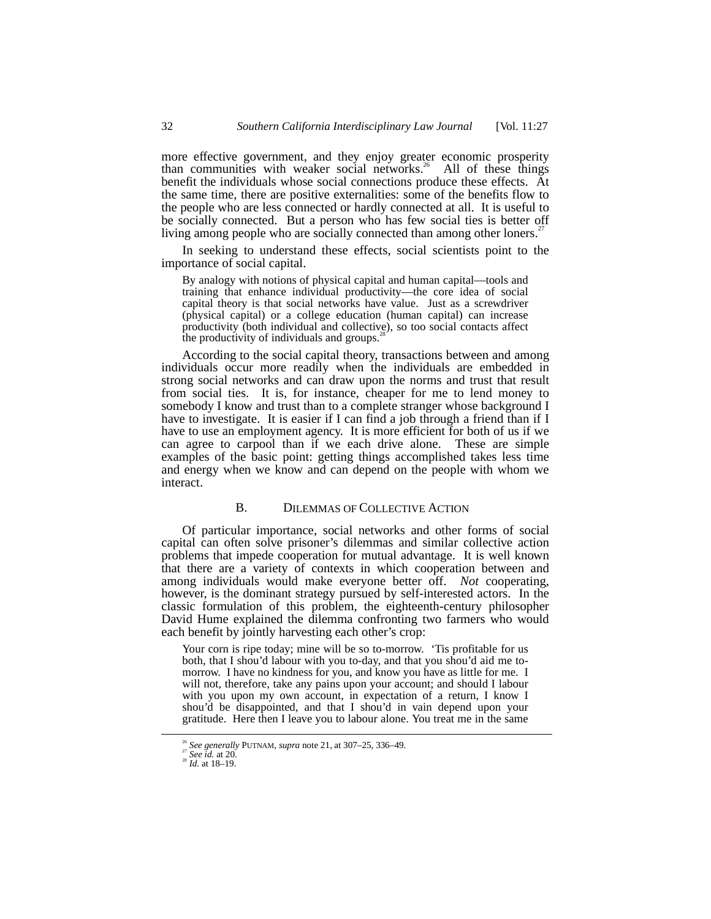more effective government, and they enjoy greater economic prosperity than communities with weaker social networks.[26] All of these things benefit the individuals whose social connections produce these effects. At the same time, there are positive externalities: some of the benefits flow to the people who are less connected or hardly connected at all. It is useful to be socially connected. But a person who has few social ties is better off living among people who are socially connected than among other loners.[27]

In seeking to understand these effects, social scientists point to the importance of social capital.

> By analogy with notions of physical capital and human capital—tools and training that enhance individual productivity—the core idea of social capital theory is that social networks have value. Just as a screwdriver (physical capital) or a college education (human capital) can increase productivity (both individual and collective), so too social contacts affect the productivity of individuals and groups.[28]

According to the social capital theory, transactions between and among individuals occur more readily when the individuals are embedded in strong social networks and can draw upon the norms and trust that result from social ties. It is, for instance, cheaper for me to lend money to somebody I know and trust than to a complete stranger whose background I have to investigate. It is easier if I can find a job through a friend than if I have to use an employment agency. It is more efficient for both of us if we can agree to carpool than if we each drive alone. These are simple examples of the basic point: getting things accomplished takes less time and energy when we know and can depend on the people with whom we interact.

### B. DILEMMAS OF COLLECTIVE ACTION

Of particular importance, social networks and other forms of social capital can often solve prisoner's dilemmas and similar collective action problems that impede cooperation for mutual advantage. It is well known that there are a variety of contexts in which cooperation between and among individuals would make everyone better off. *Not* cooperating, however, is the dominant strategy pursued by self-interested actors. In the classic formulation of this problem, the eighteenth-century philosopher David Hume explained the dilemma confronting two farmers who would each benefit by jointly harvesting each other's crop:

> Your corn is ripe today; mine will be so to-morrow. 'Tis profitable for us both, that I shou'd labour with you to-day, and that you shou'd aid me to-morrow. I have no kindness for you, and know you have as little for me. I will not, therefore, take any pains upon your account; and should I labour with you upon my own account, in expectation of a return, I know I shou'd be disappointed, and that I shou'd in vain depend upon your gratitude. Here then I leave you to labour alone. You treat me in the same

---

[26] *See generally* PUTNAM, *supra* note 21, at 307–25, 336–49.

[27] *See id.* at 20.

[28] *Id.* at 18–19.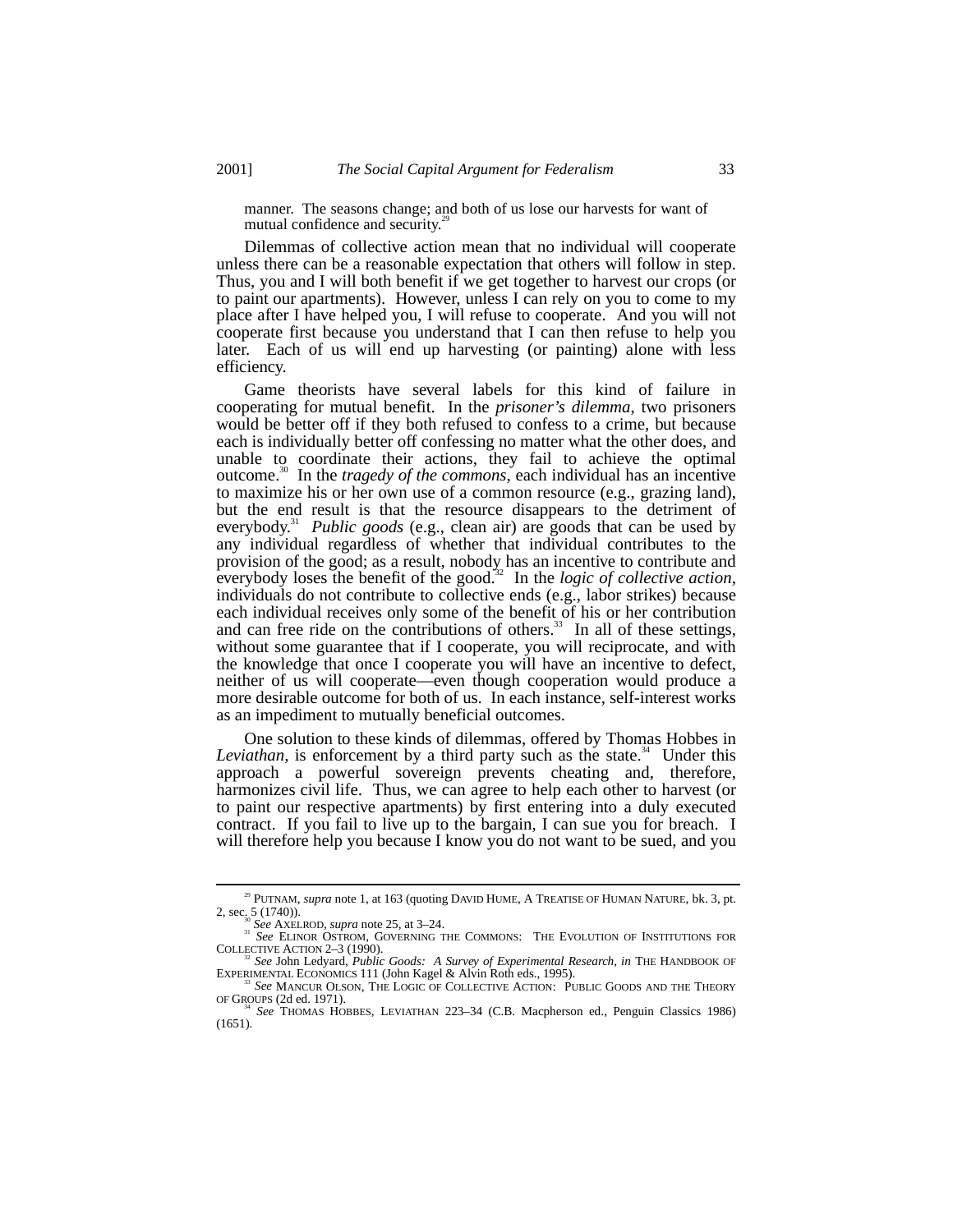manner. The seasons change; and both of us lose our harvests for want of mutual confidence and security.[29]

Dilemmas of collective action mean that no individual will cooperate unless there can be a reasonable expectation that others will follow in step. Thus, you and I will both benefit if we get together to harvest our crops (or to paint our apartments). However, unless I can rely on you to come to my place after I have helped you, I will refuse to cooperate. And you will not cooperate first because you understand that I can then refuse to help you later. Each of us will end up harvesting (or painting) alone with less efficiency.

Game theorists have several labels for this kind of failure in cooperating for mutual benefit. In the *prisoner's dilemma*, two prisoners would be better off if they both refused to confess to a crime, but because each is individually better off confessing no matter what the other does, and unable to coordinate their actions, they fail to achieve the optimal outcome.[30] In the *tragedy of the commons*, each individual has an incentive to maximize his or her own use of a common resource (e.g., grazing land), but the end result is that the resource disappears to the detriment of everybody.[31] *Public goods* (e.g., clean air) are goods that can be used by any individual regardless of whether that individual contributes to the provision of the good; as a result, nobody has an incentive to contribute and everybody loses the benefit of the good.[32] In the *logic of collective action*, individuals do not contribute to collective ends (e.g., labor strikes) because each individual receives only some of the benefit of his or her contribution and can free ride on the contributions of others.[33] In all of these settings, without some guarantee that if I cooperate, you will reciprocate, and with the knowledge that once I cooperate you will have an incentive to defect, neither of us will cooperate—even though cooperation would produce a more desirable outcome for both of us. In each instance, self-interest works as an impediment to mutually beneficial outcomes.

One solution to these kinds of dilemmas, offered by Thomas Hobbes in *Leviathan*, is enforcement by a third party such as the state.[34] Under this approach a powerful sovereign prevents cheating and, therefore, harmonizes civil life. Thus, we can agree to help each other to harvest (or to paint our respective apartments) by first entering into a duly executed contract. If you fail to live up to the bargain, I can sue you for breach. I will therefore help you because I know you do not want to be sued, and you

---

[29] PUTNAM, *supra* note 1, at 163 (quoting DAVID HUME, A TREATISE OF HUMAN NATURE, bk. 3, pt. 2, sec. 5 (1740)).

[30] *See* AXELROD, *supra* note 25, at 3–24.

[31] *See* ELINOR OSTROM, GOVERNING THE COMMONS: THE EVOLUTION OF INSTITUTIONS FOR COLLECTIVE ACTION 2–3 (1990).

[32] *See* John Ledyard, *Public Goods: A Survey of Experimental Research*, *in* THE HANDBOOK OF EXPERIMENTAL ECONOMICS 111 (John Kagel & Alvin Roth eds., 1995).

[33] *See* MANCUR OLSON, THE LOGIC OF COLLECTIVE ACTION: PUBLIC GOODS AND THE THEORY OF GROUPS (2d ed. 1971).

[34] *See* THOMAS HOBBES, LEVIATHAN 223–34 (C.B. Macpherson ed., Penguin Classics 1986) (1651).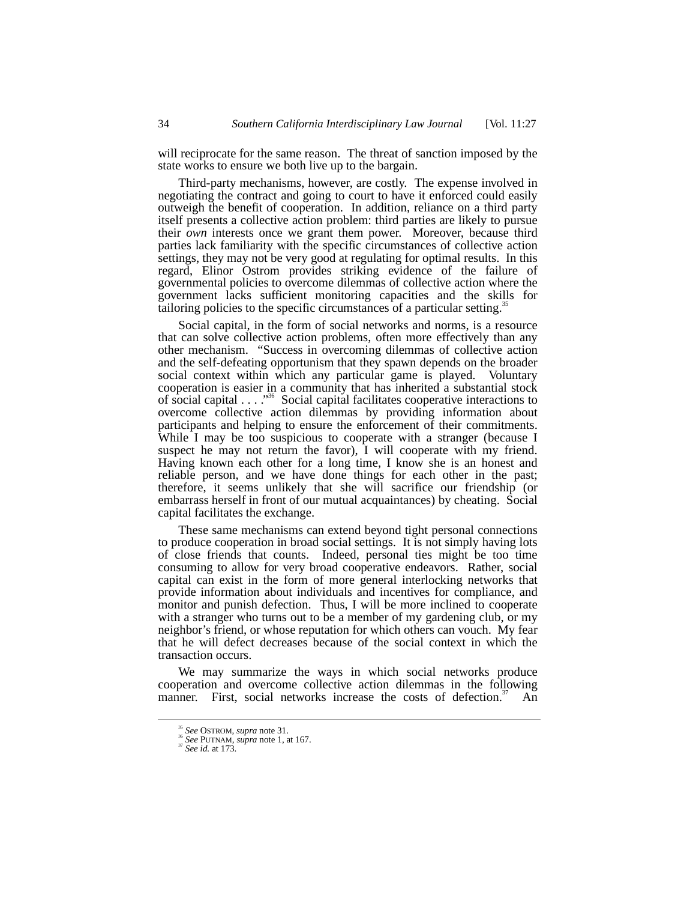will reciprocate for the same reason. The threat of sanction imposed by the state works to ensure we both live up to the bargain.

Third-party mechanisms, however, are costly. The expense involved in negotiating the contract and going to court to have it enforced could easily outweigh the benefit of cooperation. In addition, reliance on a third party itself presents a collective action problem: third parties are likely to pursue their *own* interests once we grant them power. Moreover, because third parties lack familiarity with the specific circumstances of collective action settings, they may not be very good at regulating for optimal results. In this regard, Elinor Ostrom provides striking evidence of the failure of governmental policies to overcome dilemmas of collective action where the government lacks sufficient monitoring capacities and the skills for tailoring policies to the specific circumstances of a particular setting.[35]

Social capital, in the form of social networks and norms, is a resource that can solve collective action problems, often more effectively than any other mechanism. "Success in overcoming dilemmas of collective action and the self-defeating opportunism that they spawn depends on the broader social context within which any particular game is played. Voluntary cooperation is easier in a community that has inherited a substantial stock of social capital . . . ."[36] Social capital facilitates cooperative interactions to overcome collective action dilemmas by providing information about participants and helping to ensure the enforcement of their commitments. While I may be too suspicious to cooperate with a stranger (because I suspect he may not return the favor), I will cooperate with my friend. Having known each other for a long time, I know she is an honest and reliable person, and we have done things for each other in the past; therefore, it seems unlikely that she will sacrifice our friendship (or embarrass herself in front of our mutual acquaintances) by cheating. Social capital facilitates the exchange.

These same mechanisms can extend beyond tight personal connections to produce cooperation in broad social settings. It is not simply having lots of close friends that counts. Indeed, personal ties might be too time consuming to allow for very broad cooperative endeavors. Rather, social capital can exist in the form of more general interlocking networks that provide information about individuals and incentives for compliance, and monitor and punish defection. Thus, I will be more inclined to cooperate with a stranger who turns out to be a member of my gardening club, or my neighbor's friend, or whose reputation for which others can vouch. My fear that he will defect decreases because of the social context in which the transaction occurs.

We may summarize the ways in which social networks produce cooperation and overcome collective action dilemmas in the following manner. First, social networks increase the costs of defection.[37] An

---

[35] *See* OSTROM, *supra* note 31.

[36] *See* PUTNAM, *supra* note 1, at 167.

[37] *See id.* at 173.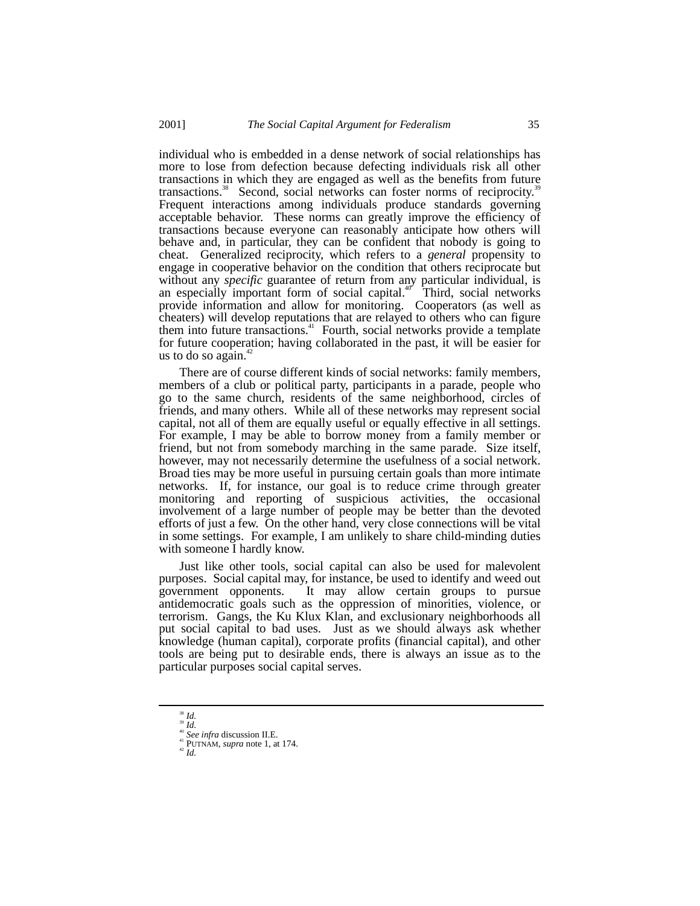individual who is embedded in a dense network of social relationships has more to lose from defection because defecting individuals risk all other transactions in which they are engaged as well as the benefits from future transactions.[38] Second, social networks can foster norms of reciprocity.[39] Frequent interactions among individuals produce standards governing acceptable behavior. These norms can greatly improve the efficiency of transactions because everyone can reasonably anticipate how others will behave and, in particular, they can be confident that nobody is going to cheat. Generalized reciprocity, which refers to a *general* propensity to engage in cooperative behavior on the condition that others reciprocate but without any *specific* guarantee of return from any particular individual, is an especially important form of social capital.[40] Third, social networks provide information and allow for monitoring. Cooperators (as well as cheaters) will develop reputations that are relayed to others who can figure them into future transactions.[41] Fourth, social networks provide a template for future cooperation; having collaborated in the past, it will be easier for us to do so again.[42]

There are of course different kinds of social networks: family members, members of a club or political party, participants in a parade, people who go to the same church, residents of the same neighborhood, circles of friends, and many others. While all of these networks may represent social capital, not all of them are equally useful or equally effective in all settings. For example, I may be able to borrow money from a family member or friend, but not from somebody marching in the same parade. Size itself, however, may not necessarily determine the usefulness of a social network. Broad ties may be more useful in pursuing certain goals than more intimate networks. If, for instance, our goal is to reduce crime through greater monitoring and reporting of suspicious activities, the occasional involvement of a large number of people may be better than the devoted efforts of just a few. On the other hand, very close connections will be vital in some settings. For example, I am unlikely to share child-minding duties with someone I hardly know.

Just like other tools, social capital can also be used for malevolent purposes. Social capital may, for instance, be used to identify and weed out government opponents. It may allow certain groups to pursue antidemocratic goals such as the oppression of minorities, violence, or terrorism. Gangs, the Ku Klux Klan, and exclusionary neighborhoods all put social capital to bad uses. Just as we should always ask whether knowledge (human capital), corporate profits (financial capital), and other tools are being put to desirable ends, there is always an issue as to the particular purposes social capital serves.

---

[38] *Id.*
[39] *Id.*
[40] *See infra* discussion II.E.
[41] PUTNAM, *supra* note 1, at 174.
[42] *Id.*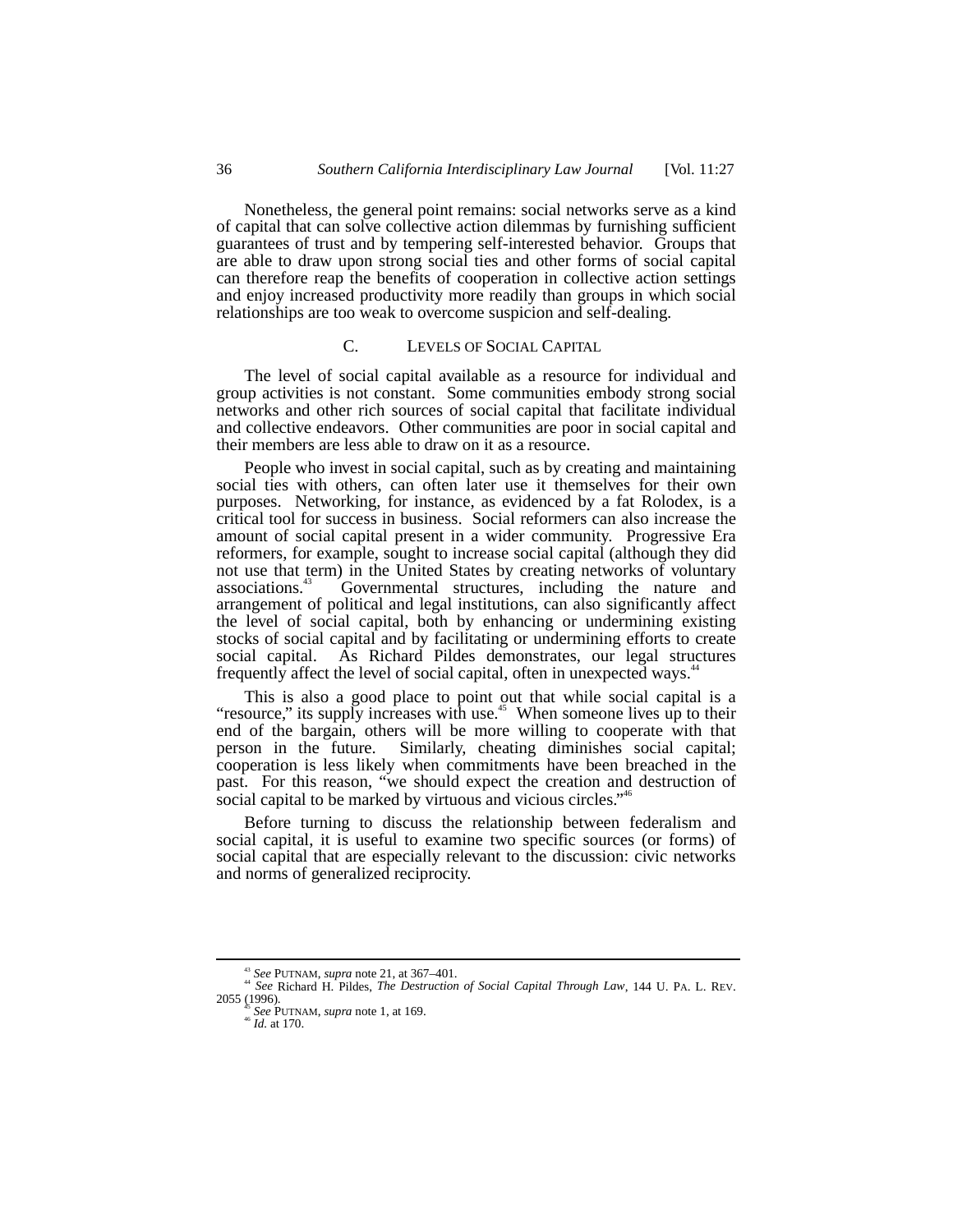Nonetheless, the general point remains: social networks serve as a kind of capital that can solve collective action dilemmas by furnishing sufficient guarantees of trust and by tempering self-interested behavior. Groups that are able to draw upon strong social ties and other forms of social capital can therefore reap the benefits of cooperation in collective action settings and enjoy increased productivity more readily than groups in which social relationships are too weak to overcome suspicion and self-dealing.

### C. LEVELS OF SOCIAL CAPITAL

The level of social capital available as a resource for individual and group activities is not constant. Some communities embody strong social networks and other rich sources of social capital that facilitate individual and collective endeavors. Other communities are poor in social capital and their members are less able to draw on it as a resource.

People who invest in social capital, such as by creating and maintaining social ties with others, can often later use it themselves for their own purposes. Networking, for instance, as evidenced by a fat Rolodex, is a critical tool for success in business. Social reformers can also increase the amount of social capital present in a wider community. Progressive Era reformers, for example, sought to increase social capital (although they did not use that term) in the United States by creating networks of voluntary associations.[43] Governmental structures, including the nature and arrangement of political and legal institutions, can also significantly affect the level of social capital, both by enhancing or undermining existing stocks of social capital and by facilitating or undermining efforts to create social capital. As Richard Pildes demonstrates, our legal structures frequently affect the level of social capital, often in unexpected ways.[44]

This is also a good place to point out that while social capital is a "resource," its supply increases with use.[45] When someone lives up to their end of the bargain, others will be more willing to cooperate with that person in the future. Similarly, cheating diminishes social capital; cooperation is less likely when commitments have been breached in the past. For this reason, "we should expect the creation and destruction of social capital to be marked by virtuous and vicious circles."[46]

Before turning to discuss the relationship between federalism and social capital, it is useful to examine two specific sources (or forms) of social capital that are especially relevant to the discussion: civic networks and norms of generalized reciprocity.

---

[43] *See* PUTNAM, *supra* note 21, at 367–401.

[44] *See* Richard H. Pildes, *The Destruction of Social Capital Through Law*, 144 U. PA. L. REV. 2055 (1996).

[45] *See* PUTNAM, *supra* note 1, at 169.

[46] *Id.* at 170.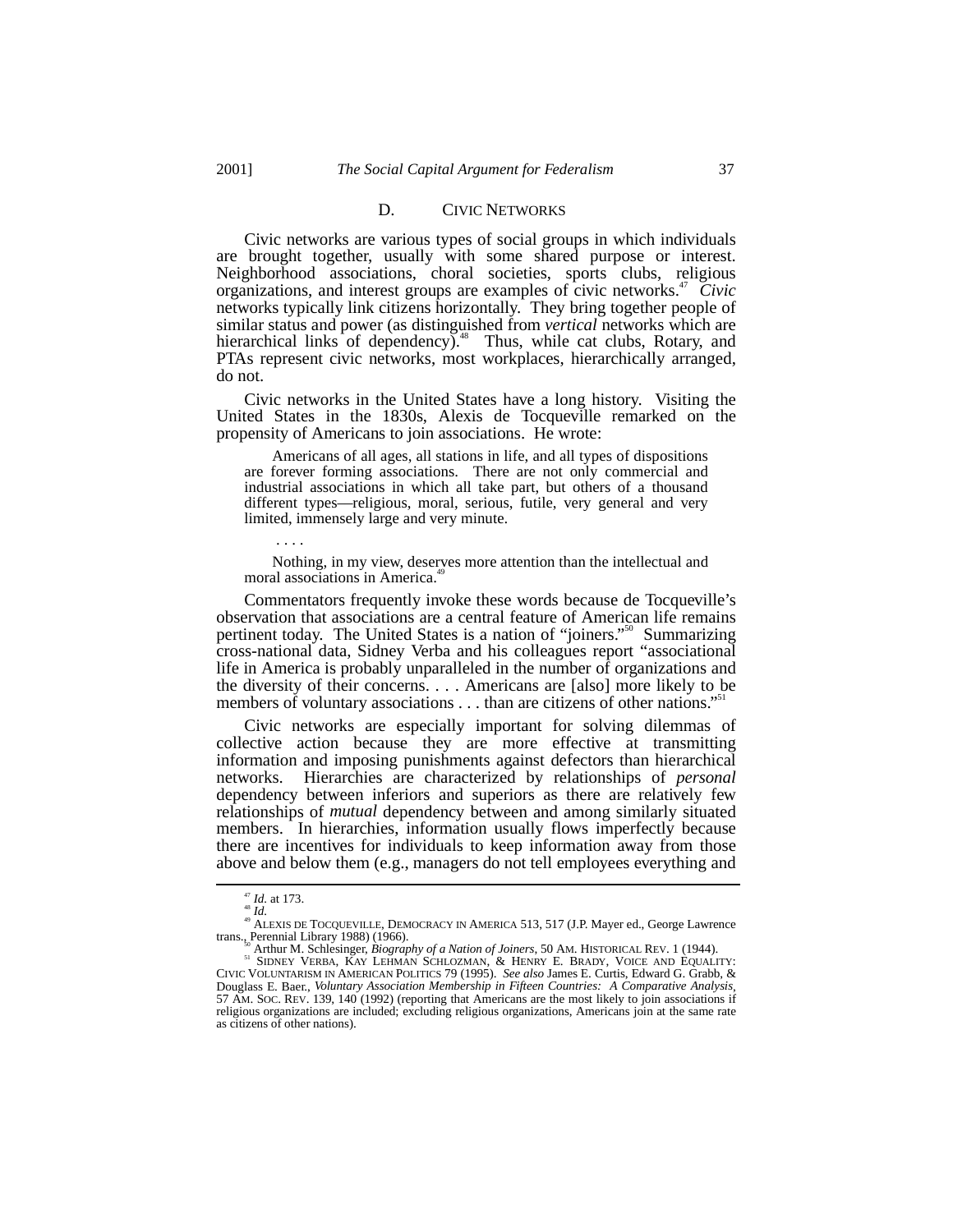### D. CIVIC NETWORKS

Civic networks are various types of social groups in which individuals are brought together, usually with some shared purpose or interest. Neighborhood associations, choral societies, sports clubs, religious organizations, and interest groups are examples of civic networks.[47] *Civic* networks typically link citizens horizontally. They bring together people of similar status and power (as distinguished from *vertical* networks which are hierarchical links of dependency).[48] Thus, while cat clubs, Rotary, and PTAs represent civic networks, most workplaces, hierarchically arranged, do not.

Civic networks in the United States have a long history. Visiting the United States in the 1830s, Alexis de Tocqueville remarked on the propensity of Americans to join associations. He wrote:

> Americans of all ages, all stations in life, and all types of dispositions are forever forming associations. There are not only commercial and industrial associations in which all take part, but others of a thousand different types—religious, moral, serious, futile, very general and very limited, immensely large and very minute.
>
> . . . .
>
> Nothing, in my view, deserves more attention than the intellectual and moral associations in America.[49]

Commentators frequently invoke these words because de Tocqueville's observation that associations are a central feature of American life remains pertinent today. The United States is a nation of "joiners."[50] Summarizing cross-national data, Sidney Verba and his colleagues report "associational life in America is probably unparalleled in the number of organizations and the diversity of their concerns. . . . Americans are [also] more likely to be members of voluntary associations . . . than are citizens of other nations."[51]

Civic networks are especially important for solving dilemmas of collective action because they are more effective at transmitting information and imposing punishments against defectors than hierarchical networks. Hierarchies are characterized by relationships of *personal* dependency between inferiors and superiors as there are relatively few relationships of *mutual* dependency between and among similarly situated members. In hierarchies, information usually flows imperfectly because there are incentives for individuals to keep information away from those above and below them (e.g., managers do not tell employees everything and

---

[47] *Id.* at 173.

[48] *Id.*

[49] ALEXIS DE TOCQUEVILLE, DEMOCRACY IN AMERICA 513, 517 (J.P. Mayer ed., George Lawrence trans., Perennial Library 1988) (1966).

[50] Arthur M. Schlesinger, *Biography of a Nation of Joiners*, 50 AM. HISTORICAL REV. 1 (1944).

[51] SIDNEY VERBA, KAY LEHMAN SCHLOZMAN, & HENRY E. BRADY, VOICE AND EQUALITY: CIVIC VOLUNTARISM IN AMERICAN POLITICS 79 (1995). *See also* James E. Curtis, Edward G. Grabb, & Douglass E. Baer, *Voluntary Association Membership in Fifteen Countries: A Comparative Analysis*, 57 AM. SOC. REV. 139, 140 (1992) (reporting that Americans are the most likely to join associations if religious organizations are included; excluding religious organizations, Americans join at the same rate as citizens of other nations).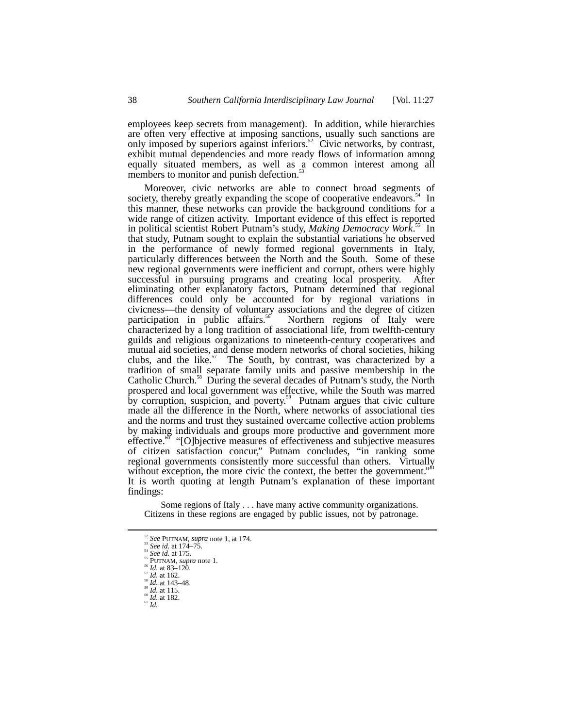employees keep secrets from management). In addition, while hierarchies are often very effective at imposing sanctions, usually such sanctions are only imposed by superiors against inferiors.[52] Civic networks, by contrast, exhibit mutual dependencies and more ready flows of information among equally situated members, as well as a common interest among all members to monitor and punish defection.[53]

Moreover, civic networks are able to connect broad segments of society, thereby greatly expanding the scope of cooperative endeavors.[54] In this manner, these networks can provide the background conditions for a wide range of citizen activity. Important evidence of this effect is reported in political scientist Robert Putnam's study, *Making Democracy Work*.[55] In that study, Putnam sought to explain the substantial variations he observed in the performance of newly formed regional governments in Italy, particularly differences between the North and the South. Some of these new regional governments were inefficient and corrupt, others were highly successful in pursuing programs and creating local prosperity. After eliminating other explanatory factors, Putnam determined that regional differences could only be accounted for by regional variations in civicness—the density of voluntary associations and the degree of citizen participation in public affairs.[56] Northern regions of Italy were characterized by a long tradition of associational life, from twelfth-century guilds and religious organizations to nineteenth-century cooperatives and mutual aid societies, and dense modern networks of choral societies, hiking clubs, and the like.[57] The South, by contrast, was characterized by a tradition of small separate family units and passive membership in the Catholic Church.[58] During the several decades of Putnam's study, the North prospered and local government was effective, while the South was marred by corruption, suspicion, and poverty.[59] Putnam argues that civic culture made all the difference in the North, where networks of associational ties and the norms and trust they sustained overcame collective action problems by making individuals and groups more productive and government more effective.[60] "[O]bjective measures of effectiveness and subjective measures of citizen satisfaction concur," Putnam concludes, "in ranking some regional governments consistently more successful than others. Virtually without exception, the more civic the context, the better the government."[61] It is worth quoting at length Putnam's explanation of these important findings:

> Some regions of Italy . . . have many active community organizations. Citizens in these regions are engaged by public issues, not by patronage.

---

[52] *See* PUTNAM, *supra* note 1, at 174.
[53] *See id.* at 174–75.
[54] *See id.* at 175.
[55] PUTNAM, *supra* note 1.
[56] *Id.* at 83–120.
[57] *Id.* at 162.
[58] *Id.* at 143–48.
[59] *Id.* at 115.
[60] *Id.* at 182.
[61] *Id.*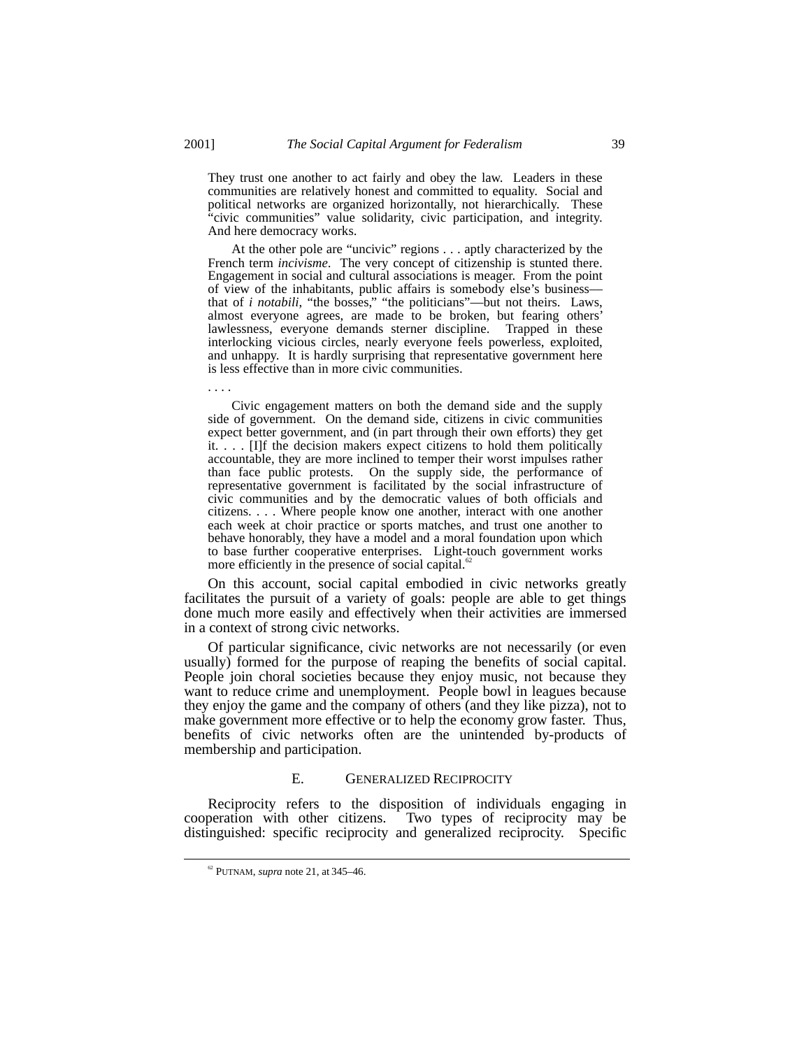> They trust one another to act fairly and obey the law. Leaders in these communities are relatively honest and committed to equality. Social and political networks are organized horizontally, not hierarchically. These "civic communities" value solidarity, civic participation, and integrity. And here democracy works.
>
> At the other pole are "uncivic" regions . . . aptly characterized by the French term *incivisme*. The very concept of citizenship is stunted there. Engagement in social and cultural associations is meager. From the point of view of the inhabitants, public affairs is somebody else's business—that of *i notabili*, "the bosses," "the politicians"—but not theirs. Laws, almost everyone agrees, are made to be broken, but fearing others' lawlessness, everyone demands sterner discipline. Trapped in these interlocking vicious circles, nearly everyone feels powerless, exploited, and unhappy. It is hardly surprising that representative government here is less effective than in more civic communities.
>
> . . . .
>
> Civic engagement matters on both the demand side and the supply side of government. On the demand side, citizens in civic communities expect better government, and (in part through their own efforts) they get it. . . . [I]f the decision makers expect citizens to hold them politically accountable, they are more inclined to temper their worst impulses rather than face public protests. On the supply side, the performance of representative government is facilitated by the social infrastructure of civic communities and by the democratic values of both officials and citizens. . . . Where people know one another, interact with one another each week at choir practice or sports matches, and trust one another to behave honorably, they have a model and a moral foundation upon which to base further cooperative enterprises. Light-touch government works more efficiently in the presence of social capital.[62]

On this account, social capital embodied in civic networks greatly facilitates the pursuit of a variety of goals: people are able to get things done much more easily and effectively when their activities are immersed in a context of strong civic networks.

Of particular significance, civic networks are not necessarily (or even usually) formed for the purpose of reaping the benefits of social capital. People join choral societies because they enjoy music, not because they want to reduce crime and unemployment. People bowl in leagues because they enjoy the game and the company of others (and they like pizza), not to make government more effective or to help the economy grow faster. Thus, benefits of civic networks often are the unintended by-products of membership and participation.

### E. Generalized Reciprocity

Reciprocity refers to the disposition of individuals engaging in cooperation with other citizens. Two types of reciprocity may be distinguished: specific reciprocity and generalized reciprocity. Specific

---

[62] PUTNAM, *supra* note 21, at 345–46.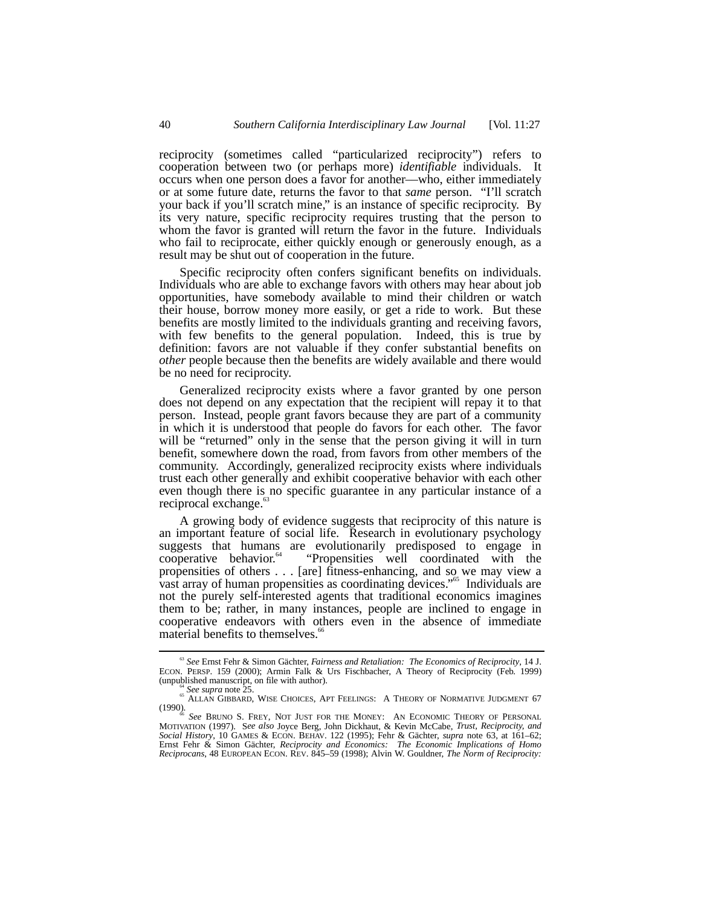reciprocity (sometimes called "particularized reciprocity") refers to cooperation between two (or perhaps more) *identifiable* individuals. It occurs when one person does a favor for another—who, either immediately or at some future date, returns the favor to that *same* person. "I'll scratch your back if you'll scratch mine," is an instance of specific reciprocity. By its very nature, specific reciprocity requires trusting that the person to whom the favor is granted will return the favor in the future. Individuals who fail to reciprocate, either quickly enough or generously enough, as a result may be shut out of cooperation in the future.

Specific reciprocity often confers significant benefits on individuals. Individuals who are able to exchange favors with others may hear about job opportunities, have somebody available to mind their children or watch their house, borrow money more easily, or get a ride to work. But these benefits are mostly limited to the individuals granting and receiving favors, with few benefits to the general population. Indeed, this is true by definition: favors are not valuable if they confer substantial benefits on *other* people because then the benefits are widely available and there would be no need for reciprocity.

Generalized reciprocity exists where a favor granted by one person does not depend on any expectation that the recipient will repay it to that person. Instead, people grant favors because they are part of a community in which it is understood that people do favors for each other. The favor will be "returned" only in the sense that the person giving it will in turn benefit, somewhere down the road, from favors from other members of the community. Accordingly, generalized reciprocity exists where individuals trust each other generally and exhibit cooperative behavior with each other even though there is no specific guarantee in any particular instance of a reciprocal exchange.[63]

A growing body of evidence suggests that reciprocity of this nature is an important feature of social life. Research in evolutionary psychology suggests that humans are evolutionarily predisposed to engage in cooperative behavior.[64] "Propensities well coordinated with the propensities of others . . . [are] fitness-enhancing, and so we may view a vast array of human propensities as coordinating devices."[65] Individuals are not the purely self-interested agents that traditional economics imagines them to be; rather, in many instances, people are inclined to engage in cooperative endeavors with others even in the absence of immediate material benefits to themselves.[66]

---

[63] *See* Ernst Fehr & Simon Gächter, *Fairness and Retaliation: The Economics of Reciprocity*, 14 J. ECON. PERSP. 159 (2000); Armin Falk & Urs Fischbacher, A Theory of Reciprocity (Feb. 1999) (unpublished manuscript, on file with author).

[64] *See supra* note 25.

[65] ALLAN GIBBARD, WISE CHOICES, APT FEELINGS: A THEORY OF NORMATIVE JUDGMENT 67 (1990).

[66] *See* BRUNO S. FREY, NOT JUST FOR THE MONEY: AN ECONOMIC THEORY OF PERSONAL MOTIVATION (1997). S*ee also* Joyce Berg, John Dickhaut, & Kevin McCabe, *Trust, Reciprocity, and Social History*, 10 GAMES & ECON. BEHAV. 122 (1995); Fehr & Gächter, *supra* note 63, at 161–62; Ernst Fehr & Simon Gächter, *Reciprocity and Economics: The Economic Implications of Homo Reciprocans*, 48 EUROPEAN ECON. REV. 845–59 (1998); Alvin W. Gouldner, *The Norm of Reciprocity:*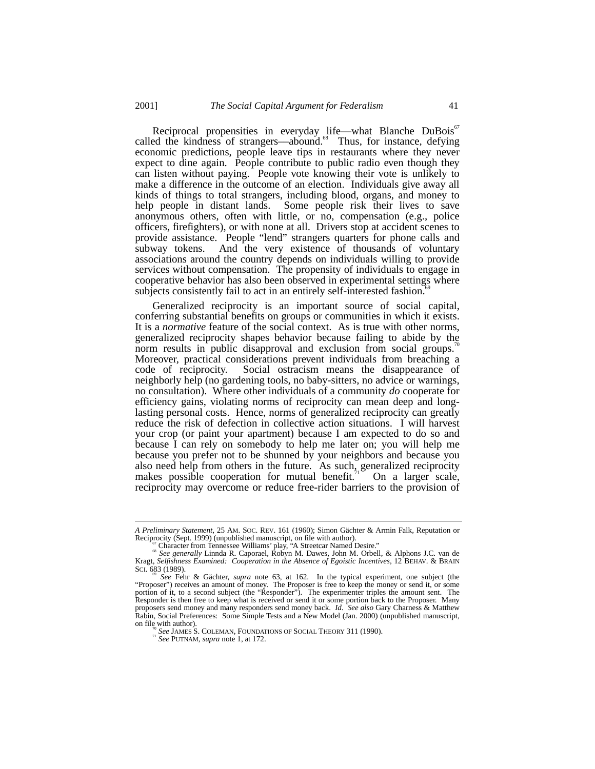Reciprocal propensities in everyday life—what Blanche DuBois[67] called the kindness of strangers—abound.[68] Thus, for instance, defying economic predictions, people leave tips in restaurants where they never expect to dine again. People contribute to public radio even though they can listen without paying. People vote knowing their vote is unlikely to make a difference in the outcome of an election. Individuals give away all kinds of things to total strangers, including blood, organs, and money to help people in distant lands. Some people risk their lives to save anonymous others, often with little, or no, compensation (e.g., police officers, firefighters), or with none at all. Drivers stop at accident scenes to provide assistance. People "lend" strangers quarters for phone calls and subway tokens. And the very existence of thousands of voluntary associations around the country depends on individuals willing to provide services without compensation. The propensity of individuals to engage in cooperative behavior has also been observed in experimental settings where subjects consistently fail to act in an entirely self-interested fashion.[69]

Generalized reciprocity is an important source of social capital, conferring substantial benefits on groups or communities in which it exists. It is a *normative* feature of the social context. As is true with other norms, generalized reciprocity shapes behavior because failing to abide by the norm results in public disapproval and exclusion from social groups.[70] Moreover, practical considerations prevent individuals from breaching a code of reciprocity. Social ostracism means the disappearance of neighborly help (no gardening tools, no baby-sitters, no advice or warnings, no consultation). Where other individuals of a community *do* cooperate for efficiency gains, violating norms of reciprocity can mean deep and long-lasting personal costs. Hence, norms of generalized reciprocity can greatly reduce the risk of defection in collective action situations. I will harvest your crop (or paint your apartment) because I am expected to do so and because I can rely on somebody to help me later on; you will help me because you prefer not to be shunned by your neighbors and because you also need help from others in the future. As such, generalized reciprocity makes possible cooperation for mutual benefit.[71] On a larger scale, reciprocity may overcome or reduce free-rider barriers to the provision of

---

*A Preliminary Statement*, 25 AM. SOC. REV. 161 (1960); Simon Gächter & Armin Falk, Reputation or Reciprocity (Sept. 1999) (unpublished manuscript, on file with author).

[67] Character from Tennessee Williams' play, "A Streetcar Named Desire."

[68] *See generally* Linnda R. Caporael, Robyn M. Dawes, John M. Orbell, & Alphons J.C. van de Kragt, *Selfishness Examined: Cooperation in the Absence of Egoistic Incentives*, 12 BEHAV. & BRAIN SCI. 683 (1989).

[69] *See* Fehr & Gächter, *supra* note 63, at 162. In the typical experiment, one subject (the "Proposer") receives an amount of money. The Proposer is free to keep the money or send it, or some portion of it, to a second subject (the "Responder"). The experimenter triples the amount sent. The Responder is then free to keep what is received or send it or some portion back to the Proposer. Many proposers send money and many responders send money back. *Id. See also* Gary Charness & Matthew Rabin, Social Preferences: Some Simple Tests and a New Model (Jan. 2000) (unpublished manuscript, on file with author).

[70] *See* JAMES S. COLEMAN, FOUNDATIONS OF SOCIAL THEORY 311 (1990).

[71] *See* PUTNAM, *supra* note 1, at 172.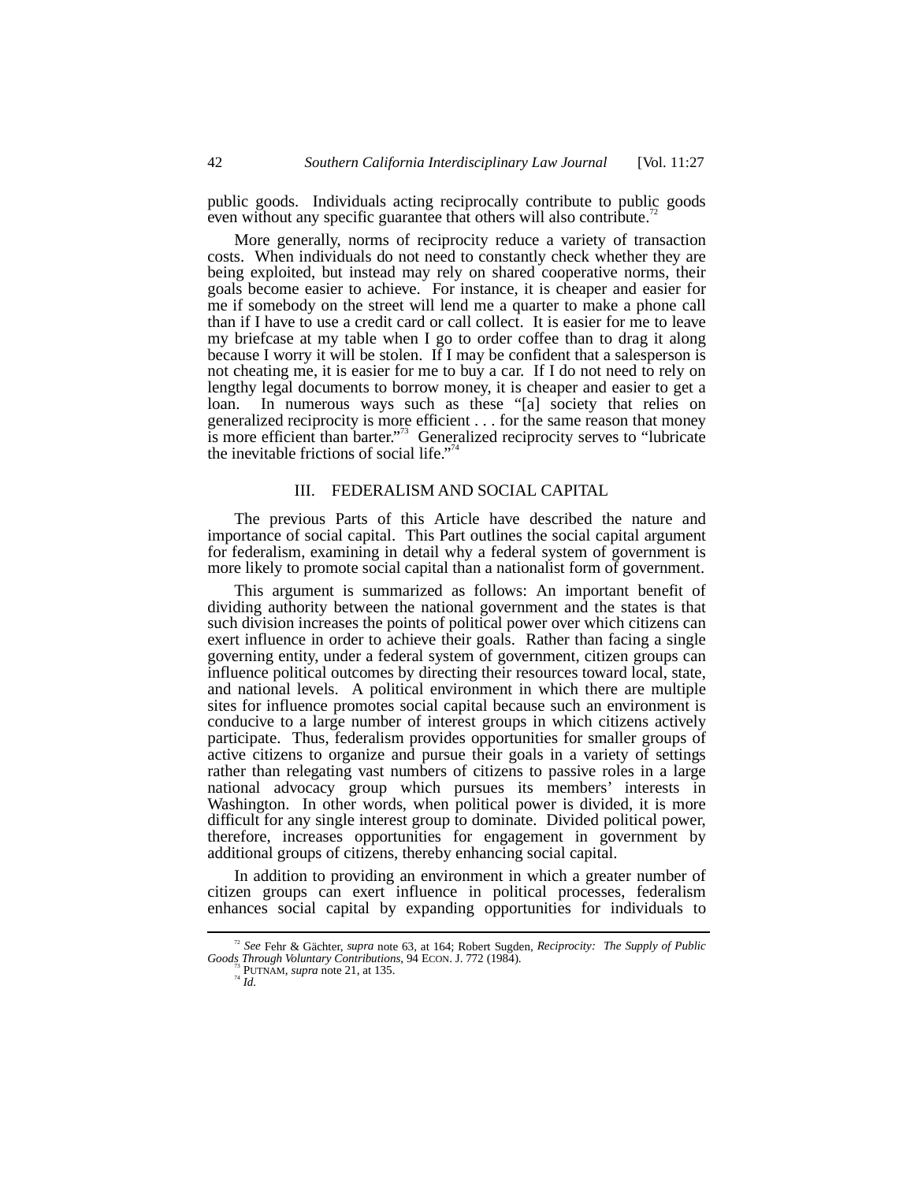public goods. Individuals acting reciprocally contribute to public goods even without any specific guarantee that others will also contribute.[72]

More generally, norms of reciprocity reduce a variety of transaction costs. When individuals do not need to constantly check whether they are being exploited, but instead may rely on shared cooperative norms, their goals become easier to achieve. For instance, it is cheaper and easier for me if somebody on the street will lend me a quarter to make a phone call than if I have to use a credit card or call collect. It is easier for me to leave my briefcase at my table when I go to order coffee than to drag it along because I worry it will be stolen. If I may be confident that a salesperson is not cheating me, it is easier for me to buy a car. If I do not need to rely on lengthy legal documents to borrow money, it is cheaper and easier to get a loan. In numerous ways such as these "[a] society that relies on generalized reciprocity is more efficient . . . for the same reason that money is more efficient than barter."[73] Generalized reciprocity serves to "lubricate the inevitable frictions of social life."[74]

## III. FEDERALISM AND SOCIAL CAPITAL

The previous Parts of this Article have described the nature and importance of social capital. This Part outlines the social capital argument for federalism, examining in detail why a federal system of government is more likely to promote social capital than a nationalist form of government.

This argument is summarized as follows: An important benefit of dividing authority between the national government and the states is that such division increases the points of political power over which citizens can exert influence in order to achieve their goals. Rather than facing a single governing entity, under a federal system of government, citizen groups can influence political outcomes by directing their resources toward local, state, and national levels. A political environment in which there are multiple sites for influence promotes social capital because such an environment is conducive to a large number of interest groups in which citizens actively participate. Thus, federalism provides opportunities for smaller groups of active citizens to organize and pursue their goals in a variety of settings rather than relegating vast numbers of citizens to passive roles in a large national advocacy group which pursues its members' interests in Washington. In other words, when political power is divided, it is more difficult for any single interest group to dominate. Divided political power, therefore, increases opportunities for engagement in government by additional groups of citizens, thereby enhancing social capital.

In addition to providing an environment in which a greater number of citizen groups can exert influence in political processes, federalism enhances social capital by expanding opportunities for individuals to

---

[72] *See* Fehr & Gächter, *supra* note 63, at 164; Robert Sugden, *Reciprocity: The Supply of Public Goods Through Voluntary Contributions*, 94 ECON. J. 772 (1984).

[73] PUTNAM, *supra* note 21, at 135.

[74] *Id.*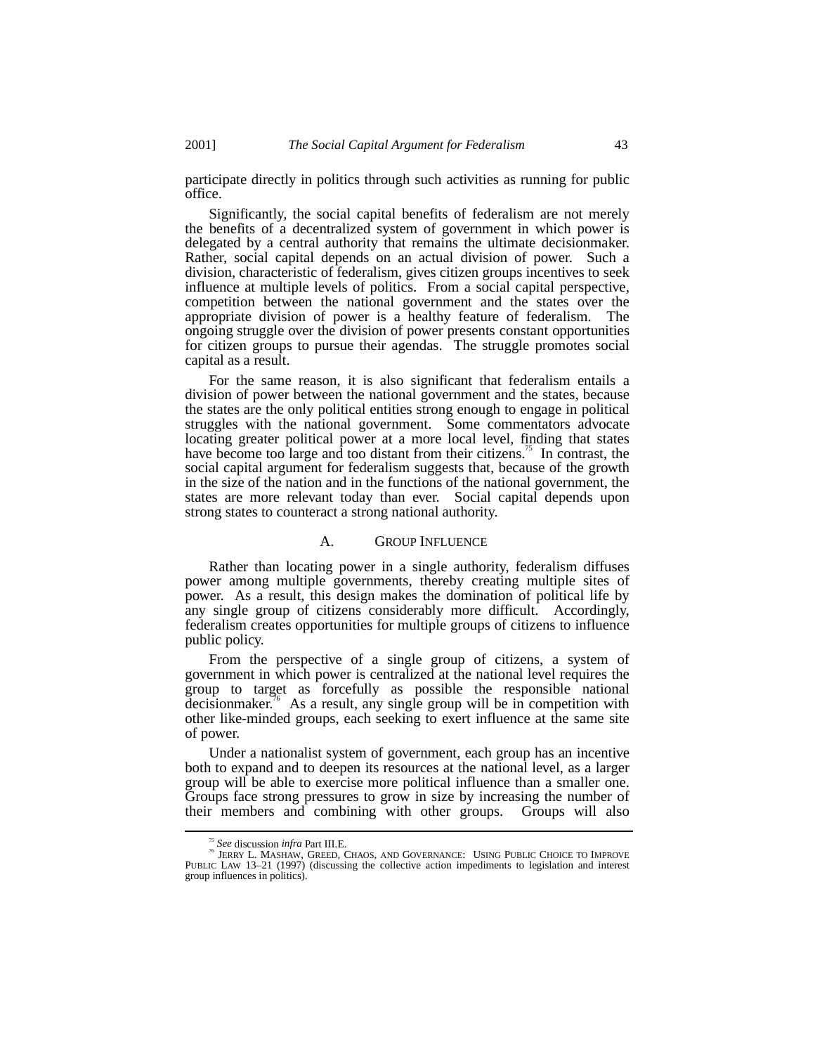participate directly in politics through such activities as running for public office.

Significantly, the social capital benefits of federalism are not merely the benefits of a decentralized system of government in which power is delegated by a central authority that remains the ultimate decisionmaker. Rather, social capital depends on an actual division of power. Such a division, characteristic of federalism, gives citizen groups incentives to seek influence at multiple levels of politics. From a social capital perspective, competition between the national government and the states over the appropriate division of power is a healthy feature of federalism. The ongoing struggle over the division of power presents constant opportunities for citizen groups to pursue their agendas. The struggle promotes social capital as a result.

For the same reason, it is also significant that federalism entails a division of power between the national government and the states, because the states are the only political entities strong enough to engage in political struggles with the national government. Some commentators advocate locating greater political power at a more local level, finding that states have become too large and too distant from their citizens.[75] In contrast, the social capital argument for federalism suggests that, because of the growth in the size of the nation and in the functions of the national government, the states are more relevant today than ever. Social capital depends upon strong states to counteract a strong national authority.

## A. GROUP INFLUENCE

Rather than locating power in a single authority, federalism diffuses power among multiple governments, thereby creating multiple sites of power. As a result, this design makes the domination of political life by any single group of citizens considerably more difficult. Accordingly, federalism creates opportunities for multiple groups of citizens to influence public policy.

From the perspective of a single group of citizens, a system of government in which power is centralized at the national level requires the group to target as forcefully as possible the responsible national decisionmaker.[76] As a result, any single group will be in competition with other like-minded groups, each seeking to exert influence at the same site of power.

Under a nationalist system of government, each group has an incentive both to expand and to deepen its resources at the national level, as a larger group will be able to exercise more political influence than a smaller one. Groups face strong pressures to grow in size by increasing the number of their members and combining with other groups. Groups will also

---

[75] *See* discussion *infra* Part III.E.

[76] JERRY L. MASHAW, GREED, CHAOS, AND GOVERNANCE: USING PUBLIC CHOICE TO IMPROVE PUBLIC LAW 13–21 (1997) (discussing the collective action impediments to legislation and interest group influences in politics).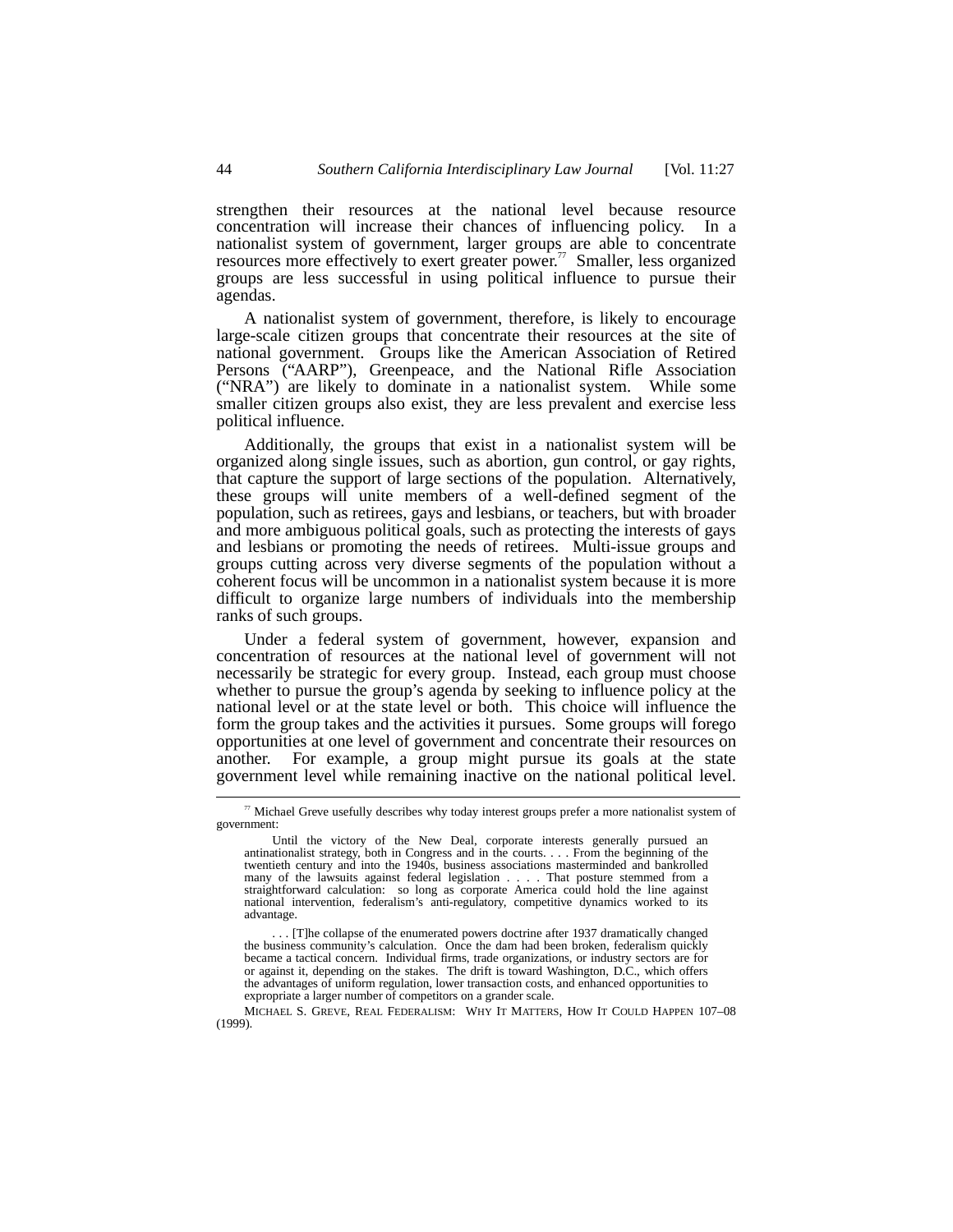strengthen their resources at the national level because resource concentration will increase their chances of influencing policy. In a nationalist system of government, larger groups are able to concentrate resources more effectively to exert greater power.[77] Smaller, less organized groups are less successful in using political influence to pursue their agendas.

A nationalist system of government, therefore, is likely to encourage large-scale citizen groups that concentrate their resources at the site of national government. Groups like the American Association of Retired Persons ("AARP"), Greenpeace, and the National Rifle Association ("NRA") are likely to dominate in a nationalist system. While some smaller citizen groups also exist, they are less prevalent and exercise less political influence.

Additionally, the groups that exist in a nationalist system will be organized along single issues, such as abortion, gun control, or gay rights, that capture the support of large sections of the population. Alternatively, these groups will unite members of a well-defined segment of the population, such as retirees, gays and lesbians, or teachers, but with broader and more ambiguous political goals, such as protecting the interests of gays and lesbians or promoting the needs of retirees. Multi-issue groups and groups cutting across very diverse segments of the population without a coherent focus will be uncommon in a nationalist system because it is more difficult to organize large numbers of individuals into the membership ranks of such groups.

Under a federal system of government, however, expansion and concentration of resources at the national level of government will not necessarily be strategic for every group. Instead, each group must choose whether to pursue the group's agenda by seeking to influence policy at the national level or at the state level or both. This choice will influence the form the group takes and the activities it pursues. Some groups will forego opportunities at one level of government and concentrate their resources on another. For example, a group might pursue its goals at the state government level while remaining inactive on the national political level.

---

[77] Michael Greve usefully describes why today interest groups prefer a more nationalist system of government:

> Until the victory of the New Deal, corporate interests generally pursued an antinationalist strategy, both in Congress and in the courts. . . . From the beginning of the twentieth century and into the 1940s, business associations masterminded and bankrolled many of the lawsuits against federal legislation . . . . That posture stemmed from a straightforward calculation: so long as corporate America could hold the line against national intervention, federalism's anti-regulatory, competitive dynamics worked to its advantage.
>
> . . . [T]he collapse of the enumerated powers doctrine after 1937 dramatically changed the business community's calculation. Once the dam had been broken, federalism quickly became a tactical concern. Individual firms, trade organizations, or industry sectors are for or against it, depending on the stakes. The drift is toward Washington, D.C., which offers the advantages of uniform regulation, lower transaction costs, and enhanced opportunities to expropriate a larger number of competitors on a grander scale.

MICHAEL S. GREVE, REAL FEDERALISM: WHY IT MATTERS, HOW IT COULD HAPPEN 107–08 (1999).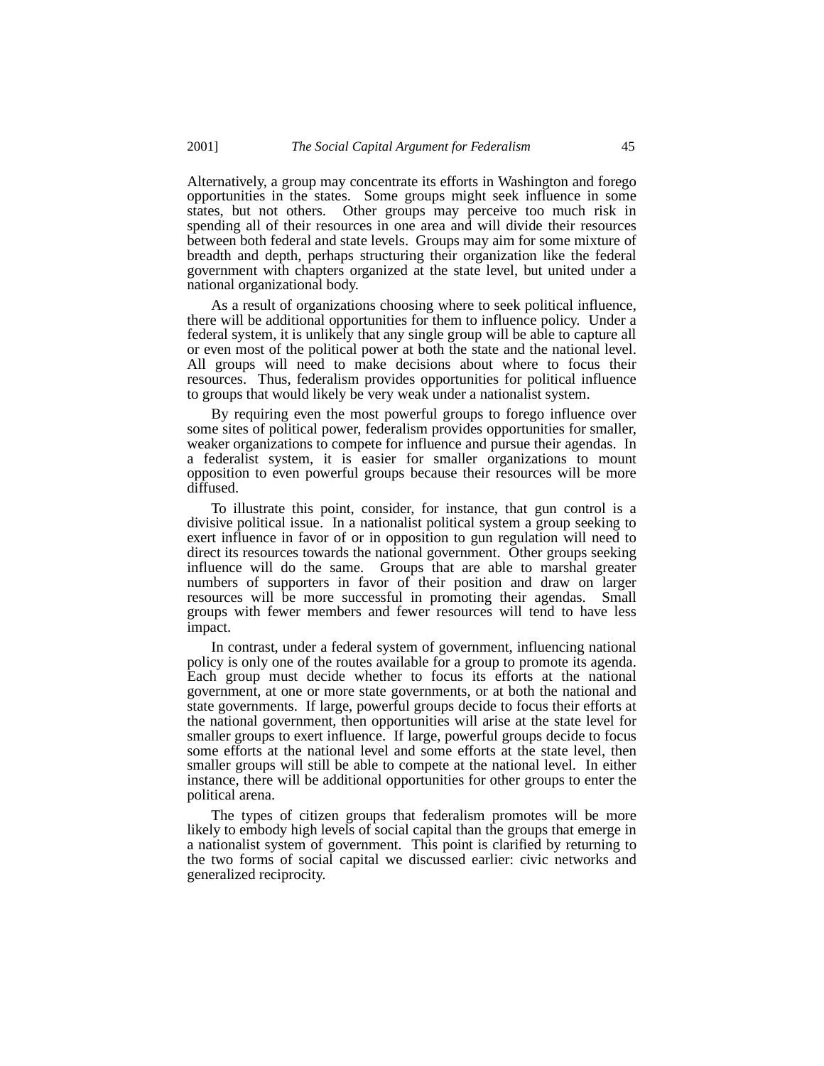Alternatively, a group may concentrate its efforts in Washington and forego opportunities in the states. Some groups might seek influence in some states, but not others. Other groups may perceive too much risk in spending all of their resources in one area and will divide their resources between both federal and state levels. Groups may aim for some mixture of breadth and depth, perhaps structuring their organization like the federal government with chapters organized at the state level, but united under a national organizational body.

As a result of organizations choosing where to seek political influence, there will be additional opportunities for them to influence policy. Under a federal system, it is unlikely that any single group will be able to capture all or even most of the political power at both the state and the national level. All groups will need to make decisions about where to focus their resources. Thus, federalism provides opportunities for political influence to groups that would likely be very weak under a nationalist system.

By requiring even the most powerful groups to forego influence over some sites of political power, federalism provides opportunities for smaller, weaker organizations to compete for influence and pursue their agendas. In a federalist system, it is easier for smaller organizations to mount opposition to even powerful groups because their resources will be more diffused.

To illustrate this point, consider, for instance, that gun control is a divisive political issue. In a nationalist political system a group seeking to exert influence in favor of or in opposition to gun regulation will need to direct its resources towards the national government. Other groups seeking influence will do the same. Groups that are able to marshal greater numbers of supporters in favor of their position and draw on larger resources will be more successful in promoting their agendas. Small groups with fewer members and fewer resources will tend to have less impact.

In contrast, under a federal system of government, influencing national policy is only one of the routes available for a group to promote its agenda. Each group must decide whether to focus its efforts at the national government, at one or more state governments, or at both the national and state governments. If large, powerful groups decide to focus their efforts at the national government, then opportunities will arise at the state level for smaller groups to exert influence. If large, powerful groups decide to focus some efforts at the national level and some efforts at the state level, then smaller groups will still be able to compete at the national level. In either instance, there will be additional opportunities for other groups to enter the political arena.

The types of citizen groups that federalism promotes will be more likely to embody high levels of social capital than the groups that emerge in a nationalist system of government. This point is clarified by returning to the two forms of social capital we discussed earlier: civic networks and generalized reciprocity.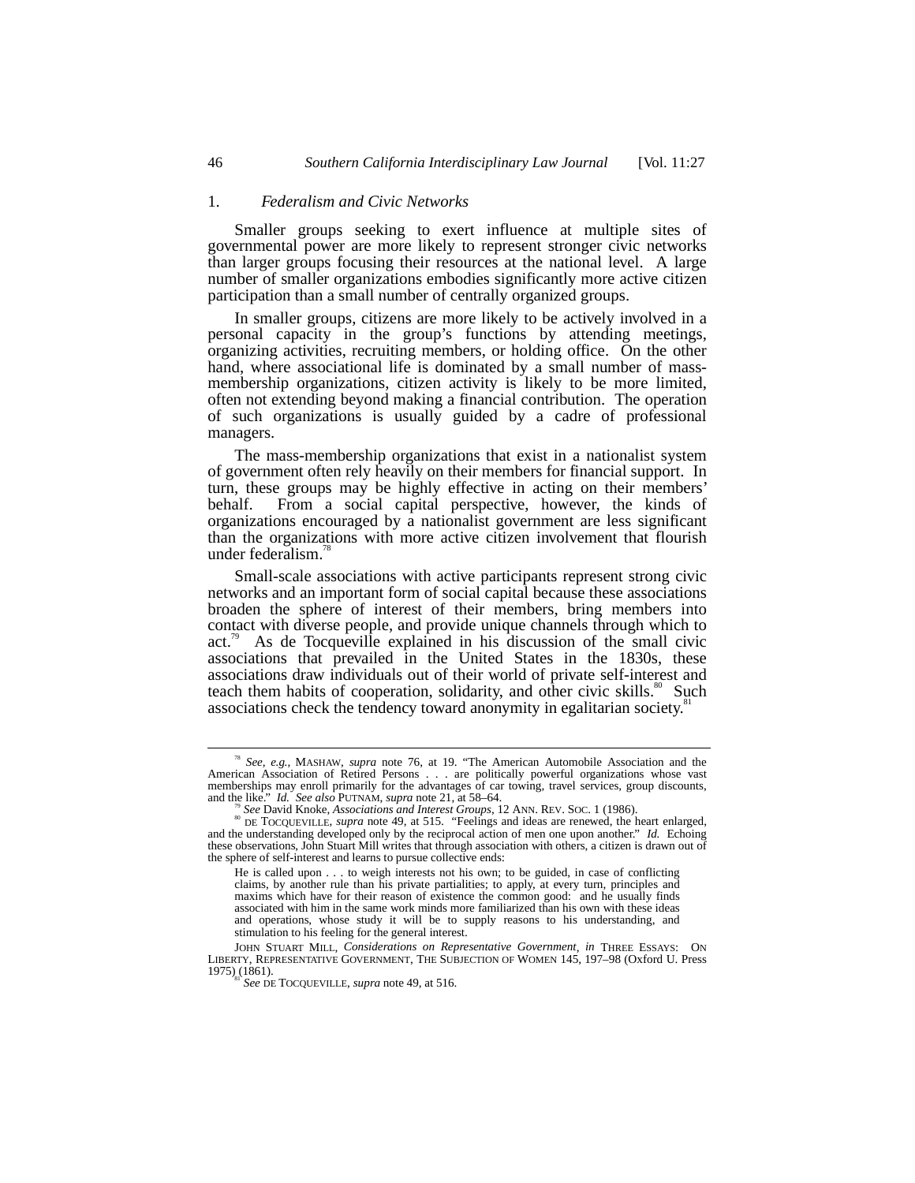### 1. *Federalism and Civic Networks*

Smaller groups seeking to exert influence at multiple sites of governmental power are more likely to represent stronger civic networks than larger groups focusing their resources at the national level. A large number of smaller organizations embodies significantly more active citizen participation than a small number of centrally organized groups.

In smaller groups, citizens are more likely to be actively involved in a personal capacity in the group's functions by attending meetings, organizing activities, recruiting members, or holding office. On the other hand, where associational life is dominated by a small number of mass-membership organizations, citizen activity is likely to be more limited, often not extending beyond making a financial contribution. The operation of such organizations is usually guided by a cadre of professional managers.

The mass-membership organizations that exist in a nationalist system of government often rely heavily on their members for financial support. In turn, these groups may be highly effective in acting on their members' behalf. From a social capital perspective, however, the kinds of organizations encouraged by a nationalist government are less significant than the organizations with more active citizen involvement that flourish under federalism.[78]

Small-scale associations with active participants represent strong civic networks and an important form of social capital because these associations broaden the sphere of interest of their members, bring members into contact with diverse people, and provide unique channels through which to act.[79] As de Tocqueville explained in his discussion of the small civic associations that prevailed in the United States in the 1830s, these associations draw individuals out of their world of private self-interest and teach them habits of cooperation, solidarity, and other civic skills.[80] Such associations check the tendency toward anonymity in egalitarian society.[81]

---

[78] *See, e.g.*, MASHAW, *supra* note 76, at 19. "The American Automobile Association and the American Association of Retired Persons . . . are politically powerful organizations whose vast memberships may enroll primarily for the advantages of car towing, travel services, group discounts, and the like." *Id.* *See also* PUTNAM, *supra* note 21, at 58–64.

[79] *See* David Knoke, *Associations and Interest Groups*, 12 ANN. REV. SOC. 1 (1986).

[80] DE TOCQUEVILLE, *supra* note 49, at 515. "Feelings and ideas are renewed, the heart enlarged, and the understanding developed only by the reciprocal action of men one upon another." *Id.* Echoing these observations, John Stuart Mill writes that through association with others, a citizen is drawn out of the sphere of self-interest and learns to pursue collective ends:

> He is called upon . . . to weigh interests not his own; to be guided, in case of conflicting claims, by another rule than his private partialities; to apply, at every turn, principles and maxims which have for their reason of existence the common good: and he usually finds associated with him in the same work minds more familiarized than his own with these ideas and operations, whose study it will be to supply reasons to his understanding, and stimulation to his feeling for the general interest.

JOHN STUART MILL, *Considerations on Representative Government*, *in* THREE ESSAYS: ON LIBERTY, REPRESENTATIVE GOVERNMENT, THE SUBJECTION OF WOMEN 145, 197–98 (Oxford U. Press 1975) (1861).

[81] *See* DE TOCQUEVILLE, *supra* note 49, at 516.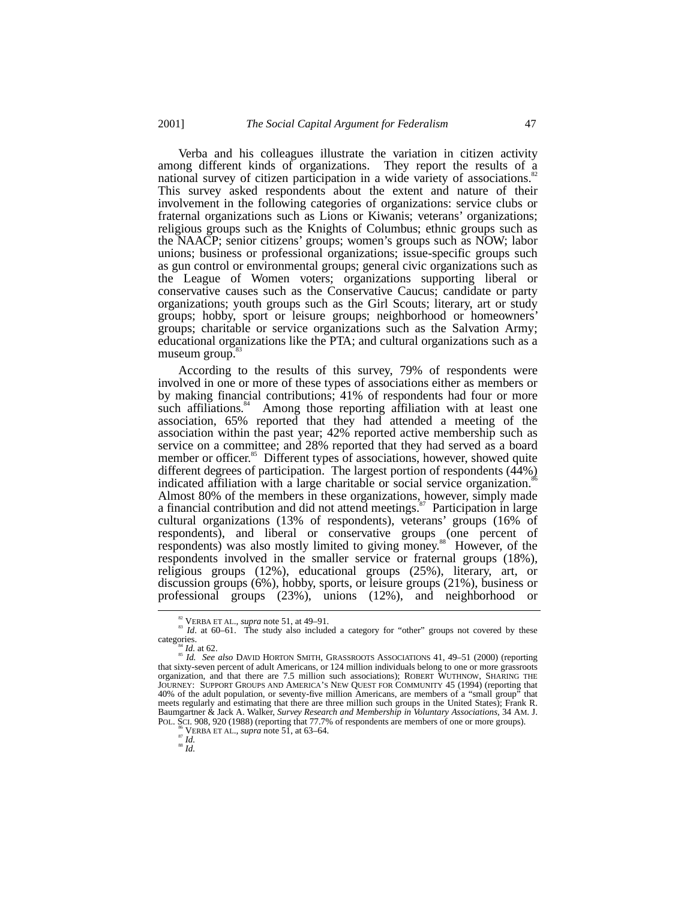Verba and his colleagues illustrate the variation in citizen activity among different kinds of organizations. They report the results of a national survey of citizen participation in a wide variety of associations.[82] This survey asked respondents about the extent and nature of their involvement in the following categories of organizations: service clubs or fraternal organizations such as Lions or Kiwanis; veterans' organizations; religious groups such as the Knights of Columbus; ethnic groups such as the NAACP; senior citizens' groups; women's groups such as NOW; labor unions; business or professional organizations; issue-specific groups such as gun control or environmental groups; general civic organizations such as the League of Women voters; organizations supporting liberal or conservative causes such as the Conservative Caucus; candidate or party organizations; youth groups such as the Girl Scouts; literary, art or study groups; hobby, sport or leisure groups; neighborhood or homeowners' groups; charitable or service organizations such as the Salvation Army; educational organizations like the PTA; and cultural organizations such as a museum group.[83]

According to the results of this survey, 79% of respondents were involved in one or more of these types of associations either as members or by making financial contributions; 41% of respondents had four or more such affiliations.[84] Among those reporting affiliation with at least one association, 65% reported that they had attended a meeting of the association within the past year; 42% reported active membership such as service on a committee; and 28% reported that they had served as a board member or officer.[85] Different types of associations, however, showed quite different degrees of participation. The largest portion of respondents (44%) indicated affiliation with a large charitable or social service organization.[86] Almost 80% of the members in these organizations, however, simply made a financial contribution and did not attend meetings.[87] Participation in large cultural organizations (13% of respondents), veterans' groups (16% of respondents), and liberal or conservative groups (one percent of respondents) was also mostly limited to giving money.[88] However, of the respondents involved in the smaller service or fraternal groups (18%), religious groups (12%), educational groups (25%), literary, art, or discussion groups (6%), hobby, sports, or leisure groups (21%), business or professional groups (23%), unions (12%), and neighborhood or

---

[82] VERBA ET AL., *supra* note 51, at 49–91.

[83] *Id.* at 60–61. The study also included a category for "other" groups not covered by these categories.

[84] *Id.* at 62.

[85] *Id. See also* DAVID HORTON SMITH, GRASSROOTS ASSOCIATIONS 41, 49–51 (2000) (reporting that sixty-seven percent of adult Americans, or 124 million individuals belong to one or more grassroots organization, and that there are 7.5 million such associations); ROBERT WUTHNOW, SHARING THE JOURNEY: SUPPORT GROUPS AND AMERICA'S NEW QUEST FOR COMMUNITY 45 (1994) (reporting that 40% of the adult population, or seventy-five million Americans, are members of a "small group" that meets regularly and estimating that there are three million such groups in the United States); Frank R. Baumgartner & Jack A. Walker, *Survey Research and Membership in Voluntary Associations*, 34 AM. J. POL. SCI. 908, 920 (1988) (reporting that 77.7% of respondents are members of one or more groups).

[86] VERBA ET AL., *supra* note 51, at 63–64.

[87] *Id.*

[88] *Id.*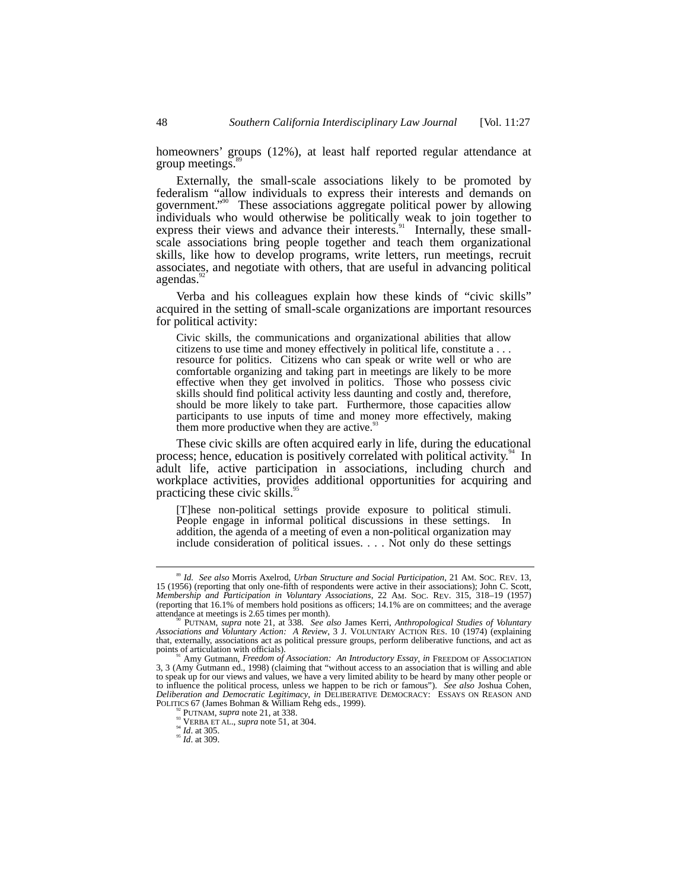homeowners' groups (12%), at least half reported regular attendance at group meetings.[89]

Externally, the small-scale associations likely to be promoted by federalism "allow individuals to express their interests and demands on government."[90] These associations aggregate political power by allowing individuals who would otherwise be politically weak to join together to express their views and advance their interests.[91] Internally, these small-scale associations bring people together and teach them organizational skills, like how to develop programs, write letters, run meetings, recruit associates, and negotiate with others, that are useful in advancing political agendas.[92]

Verba and his colleagues explain how these kinds of "civic skills" acquired in the setting of small-scale organizations are important resources for political activity:

> Civic skills, the communications and organizational abilities that allow citizens to use time and money effectively in political life, constitute a . . . resource for politics. Citizens who can speak or write well or who are comfortable organizing and taking part in meetings are likely to be more effective when they get involved in politics. Those who possess civic skills should find political activity less daunting and costly and, therefore, should be more likely to take part. Furthermore, those capacities allow participants to use inputs of time and money more effectively, making them more productive when they are active.[93]

These civic skills are often acquired early in life, during the educational process; hence, education is positively correlated with political activity.[94] In adult life, active participation in associations, including church and workplace activities, provides additional opportunities for acquiring and practicing these civic skills.[95]

> [T]hese non-political settings provide exposure to political stimuli. People engage in informal political discussions in these settings. In addition, the agenda of a meeting of even a non-political organization may include consideration of political issues. . . . Not only do these settings

---

[89] *Id. See also* Morris Axelrod, *Urban Structure and Social Participation*, 21 AM. SOC. REV. 13, 15 (1956) (reporting that only one-fifth of respondents were active in their associations); John C. Scott, *Membership and Participation in Voluntary Associations*, 22 AM. SOC. REV. 315, 318–19 (1957) (reporting that 16.1% of members hold positions as officers; 14.1% are on committees; and the average attendance at meetings is 2.65 times per month).

[90] PUTNAM, *supra* note 21, at 338. *See also* James Kerri, *Anthropological Studies of Voluntary Associations and Voluntary Action: A Review*, 3 J. VOLUNTARY ACTION RES. 10 (1974) (explaining that, externally, associations act as political pressure groups, perform deliberative functions, and act as points of articulation with officials).

[91] Amy Gutmann, *Freedom of Association: An Introductory Essay*, *in* FREEDOM OF ASSOCIATION 3, 3 (Amy Gutmann ed., 1998) (claiming that "without access to an association that is willing and able to speak up for our views and values, we have a very limited ability to be heard by many other people or to influence the political process, unless we happen to be rich or famous"). *See also* Joshua Cohen, *Deliberation and Democratic Legitimacy*, *in* DELIBERATIVE DEMOCRACY: ESSAYS ON REASON AND POLITICS 67 (James Bohman & William Rehg eds., 1999).

[92] PUTNAM, *supra* note 21, at 338.

[93] VERBA ET AL., *supra* note 51, at 304.

[94] *Id.* at 305.

[95] *Id.* at 309.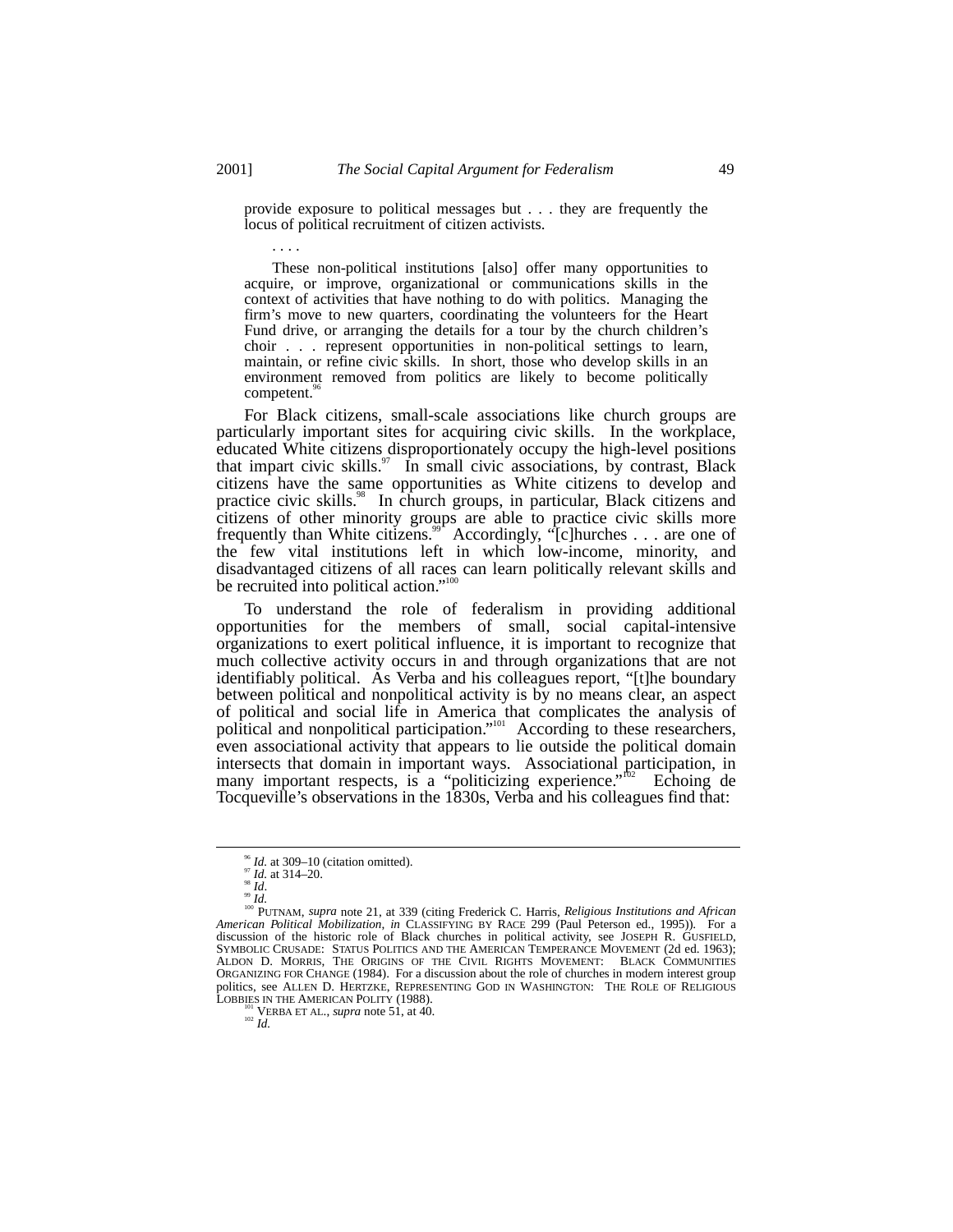> provide exposure to political messages but . . . they are frequently the locus of political recruitment of citizen activists.
>
> . . . .
>
> These non-political institutions [also] offer many opportunities to acquire, or improve, organizational or communications skills in the context of activities that have nothing to do with politics. Managing the firm's move to new quarters, coordinating the volunteers for the Heart Fund drive, or arranging the details for a tour by the church children's choir . . . represent opportunities in non-political settings to learn, maintain, or refine civic skills. In short, those who develop skills in an environment removed from politics are likely to become politically competent.[96]

For Black citizens, small-scale associations like church groups are particularly important sites for acquiring civic skills. In the workplace, educated White citizens disproportionately occupy the high-level positions that impart civic skills.[97] In small civic associations, by contrast, Black citizens have the same opportunities as White citizens to develop and practice civic skills.[98] In church groups, in particular, Black citizens and citizens of other minority groups are able to practice civic skills more frequently than White citizens.[99] Accordingly, "[c]hurches . . . are one of the few vital institutions left in which low-income, minority, and disadvantaged citizens of all races can learn politically relevant skills and be recruited into political action."[100]

To understand the role of federalism in providing additional opportunities for the members of small, social capital-intensive organizations to exert political influence, it is important to recognize that much collective activity occurs in and through organizations that are not identifiably political. As Verba and his colleagues report, "[t]he boundary between political and nonpolitical activity is by no means clear, an aspect of political and social life in America that complicates the analysis of political and nonpolitical participation."[101] According to these researchers, even associational activity that appears to lie outside the political domain intersects that domain in important ways. Associational participation, in many important respects, is a "politicizing experience."[102] Echoing de Tocqueville's observations in the 1830s, Verba and his colleagues find that:

---

[96] *Id.* at 309–10 (citation omitted).

[97] *Id.* at 314–20.

[98] *Id.*

[99] *Id.*

[100] PUTNAM, *supra* note 21, at 339 (citing Frederick C. Harris, *Religious Institutions and African American Political Mobilization*, *in* CLASSIFYING BY RACE 299 (Paul Peterson ed., 1995)). For a discussion of the historic role of Black churches in political activity, see JOSEPH R. GUSFIELD, SYMBOLIC CRUSADE: STATUS POLITICS AND THE AMERICAN TEMPERANCE MOVEMENT (2d ed. 1963); ALDON D. MORRIS, THE ORIGINS OF THE CIVIL RIGHTS MOVEMENT: BLACK COMMUNITIES ORGANIZING FOR CHANGE (1984). For a discussion about the role of churches in modern interest group politics, see ALLEN D. HERTZKE, REPRESENTING GOD IN WASHINGTON: THE ROLE OF RELIGIOUS LOBBIES IN THE AMERICAN POLITY (1988).

[101] VERBA ET AL., *supra* note 51, at 40.

[102] *Id.*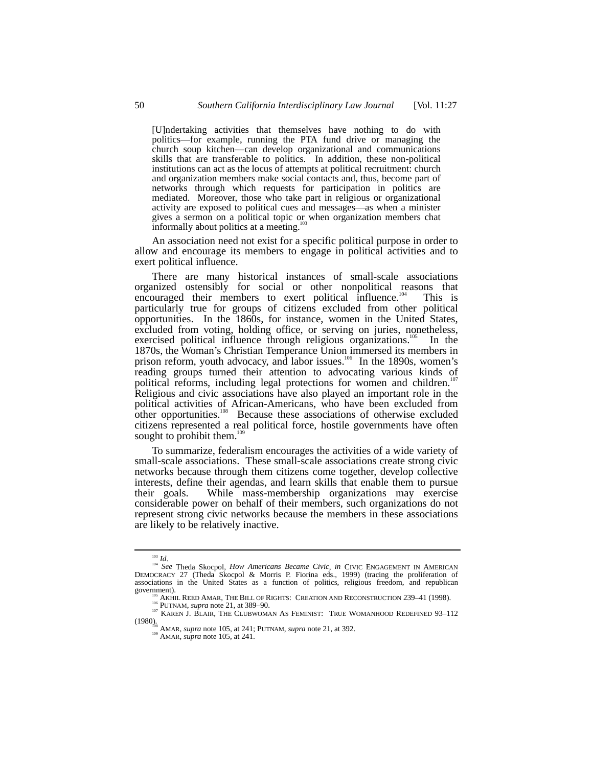> [U]ndertaking activities that themselves have nothing to do with politics—for example, running the PTA fund drive or managing the church soup kitchen—can develop organizational and communications skills that are transferable to politics. In addition, these non-political institutions can act as the locus of attempts at political recruitment: church and organization members make social contacts and, thus, become part of networks through which requests for participation in politics are mediated. Moreover, those who take part in religious or organizational activity are exposed to political cues and messages—as when a minister gives a sermon on a political topic or when organization members chat informally about politics at a meeting.[103]

An association need not exist for a specific political purpose in order to allow and encourage its members to engage in political activities and to exert political influence.

There are many historical instances of small-scale associations organized ostensibly for social or other nonpolitical reasons that encouraged their members to exert political influence.[104] This is particularly true for groups of citizens excluded from other political opportunities. In the 1860s, for instance, women in the United States, excluded from voting, holding office, or serving on juries, nonetheless, exercised political influence through religious organizations.[105] In the 1870s, the Woman's Christian Temperance Union immersed its members in prison reform, youth advocacy, and labor issues.[106] In the 1890s, women's reading groups turned their attention to advocating various kinds of political reforms, including legal protections for women and children.[107] Religious and civic associations have also played an important role in the political activities of African-Americans, who have been excluded from other opportunities.[108] Because these associations of otherwise excluded citizens represented a real political force, hostile governments have often sought to prohibit them.[109]

To summarize, federalism encourages the activities of a wide variety of small-scale associations. These small-scale associations create strong civic networks because through them citizens come together, develop collective interests, define their agendas, and learn skills that enable them to pursue their goals. While mass-membership organizations may exercise considerable power on behalf of their members, such organizations do not represent strong civic networks because the members in these associations are likely to be relatively inactive.

---

[103] *Id*.

[104] *See* Theda Skocpol, *How Americans Became Civic*, *in* CIVIC ENGAGEMENT IN AMERICAN DEMOCRACY 27 (Theda Skocpol & Morris P. Fiorina eds., 1999) (tracing the proliferation of associations in the United States as a function of politics, religious freedom, and republican government).

[105] AKHIL REED AMAR, THE BILL OF RIGHTS: CREATION AND RECONSTRUCTION 239–41 (1998).

[106] PUTNAM, *supra* note 21, at 389–90.

[107] KAREN J. BLAIR, THE CLUBWOMAN AS FEMINIST: TRUE WOMANHOOD REDEFINED 93–112 (1980).

[108] AMAR, *supra* note 105, at 241; PUTNAM, *supra* note 21, at 392.

[109] AMAR, *supra* note 105, at 241.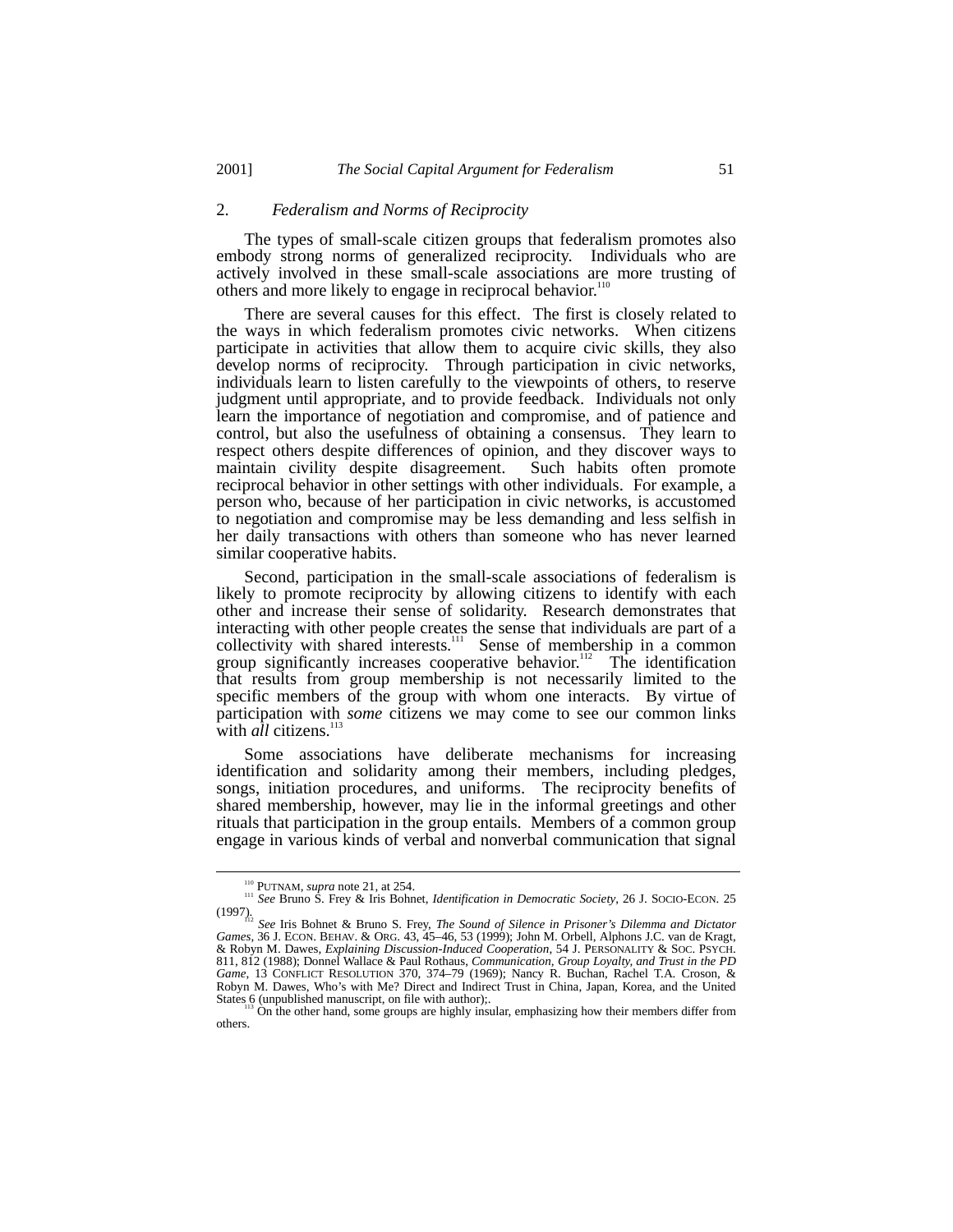## 2. *Federalism and Norms of Reciprocity*

The types of small-scale citizen groups that federalism promotes also embody strong norms of generalized reciprocity. Individuals who are actively involved in these small-scale associations are more trusting of others and more likely to engage in reciprocal behavior.[110]

There are several causes for this effect. The first is closely related to the ways in which federalism promotes civic networks. When citizens participate in activities that allow them to acquire civic skills, they also develop norms of reciprocity. Through participation in civic networks, individuals learn to listen carefully to the viewpoints of others, to reserve judgment until appropriate, and to provide feedback. Individuals not only learn the importance of negotiation and compromise, and of patience and control, but also the usefulness of obtaining a consensus. They learn to respect others despite differences of opinion, and they discover ways to maintain civility despite disagreement. Such habits often promote reciprocal behavior in other settings with other individuals. For example, a person who, because of her participation in civic networks, is accustomed to negotiation and compromise may be less demanding and less selfish in her daily transactions with others than someone who has never learned similar cooperative habits.

Second, participation in the small-scale associations of federalism is likely to promote reciprocity by allowing citizens to identify with each other and increase their sense of solidarity. Research demonstrates that interacting with other people creates the sense that individuals are part of a collectivity with shared interests.[111] Sense of membership in a common group significantly increases cooperative behavior.[112] The identification that results from group membership is not necessarily limited to the specific members of the group with whom one interacts. By virtue of participation with *some* citizens we may come to see our common links with *all* citizens.[113]

Some associations have deliberate mechanisms for increasing identification and solidarity among their members, including pledges, songs, initiation procedures, and uniforms. The reciprocity benefits of shared membership, however, may lie in the informal greetings and other rituals that participation in the group entails. Members of a common group engage in various kinds of verbal and nonverbal communication that signal

---

[110] PUTNAM, *supra* note 21, at 254.

[111] *See* Bruno S. Frey & Iris Bohnet, *Identification in Democratic Society*, 26 J. SOCIO-ECON. 25 (1997).

[112] *See* Iris Bohnet & Bruno S. Frey, *The Sound of Silence in Prisoner's Dilemma and Dictator Games*, 36 J. ECON. BEHAV. & ORG. 43, 45–46, 53 (1999); John M. Orbell, Alphons J.C. van de Kragt, & Robyn M. Dawes, *Explaining Discussion-Induced Cooperation*, 54 J. PERSONALITY & SOC. PSYCH. 811, 812 (1988); Donnel Wallace & Paul Rothaus, *Communication, Group Loyalty, and Trust in the PD Game*, 13 CONFLICT RESOLUTION 370, 374–79 (1969); Nancy R. Buchan, Rachel T.A. Croson, & Robyn M. Dawes, Who's with Me? Direct and Indirect Trust in China, Japan, Korea, and the United States 6 (unpublished manuscript, on file with author);.

[113] On the other hand, some groups are highly insular, emphasizing how their members differ from others.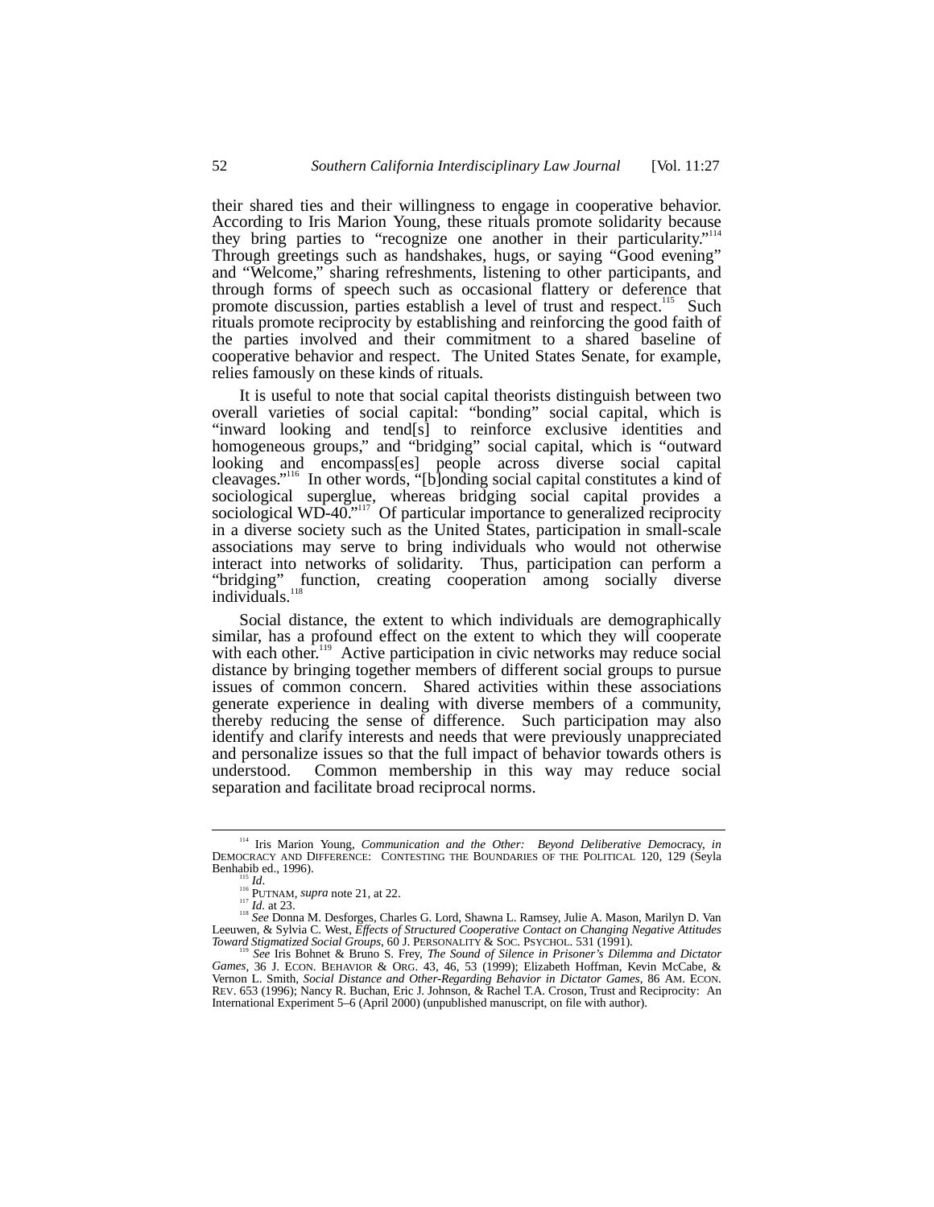their shared ties and their willingness to engage in cooperative behavior. According to Iris Marion Young, these rituals promote solidarity because they bring parties to "recognize one another in their particularity."[114] Through greetings such as handshakes, hugs, or saying "Good evening" and "Welcome," sharing refreshments, listening to other participants, and through forms of speech such as occasional flattery or deference that promote discussion, parties establish a level of trust and respect.[115] Such rituals promote reciprocity by establishing and reinforcing the good faith of the parties involved and their commitment to a shared baseline of cooperative behavior and respect. The United States Senate, for example, relies famously on these kinds of rituals.

It is useful to note that social capital theorists distinguish between two overall varieties of social capital: "bonding" social capital, which is "inward looking and tend[s] to reinforce exclusive identities and homogeneous groups," and "bridging" social capital, which is "outward looking and encompass[es] people across diverse social capital cleavages."[116] In other words, "[b]onding social capital constitutes a kind of sociological superglue, whereas bridging social capital provides a sociological WD-40."[117] Of particular importance to generalized reciprocity in a diverse society such as the United States, participation in small-scale associations may serve to bring individuals who would not otherwise interact into networks of solidarity. Thus, participation can perform a "bridging" function, creating cooperation among socially diverse individuals.[118]

Social distance, the extent to which individuals are demographically similar, has a profound effect on the extent to which they will cooperate with each other.[119] Active participation in civic networks may reduce social distance by bringing together members of different social groups to pursue issues of common concern. Shared activities within these associations generate experience in dealing with diverse members of a community, thereby reducing the sense of difference. Such participation may also identify and clarify interests and needs that were previously unappreciated and personalize issues so that the full impact of behavior towards others is understood. Common membership in this way may reduce social separation and facilitate broad reciprocal norms.

---

[114] Iris Marion Young, *Communication and the Other: Beyond Deliberative Democracy*, *in* DEMOCRACY AND DIFFERENCE: CONTESTING THE BOUNDARIES OF THE POLITICAL 120, 129 (Seyla Benhabib ed., 1996).

[115] *Id*.

[116] PUTNAM, *supra* note 21, at 22.

[117] *Id.* at 23.

[118] *See* Donna M. Desforges, Charles G. Lord, Shawna L. Ramsey, Julie A. Mason, Marilyn D. Van Leeuwen, & Sylvia C. West, *Effects of Structured Cooperative Contact on Changing Negative Attitudes Toward Stigmatized Social Groups*, 60 J. PERSONALITY & SOC. PSYCHOL. 531 (1991).

[119] *See* Iris Bohnet & Bruno S. Frey, *The Sound of Silence in Prisoner's Dilemma and Dictator Games*, 36 J. ECON. BEHAVIOR & ORG. 43, 46, 53 (1999); Elizabeth Hoffman, Kevin McCabe, & Vernon L. Smith, *Social Distance and Other-Regarding Behavior in Dictator Games*, 86 AM. ECON. REV. 653 (1996); Nancy R. Buchan, Eric J. Johnson, & Rachel T.A. Croson, Trust and Reciprocity: An International Experiment 5–6 (April 2000) (unpublished manuscript, on file with author).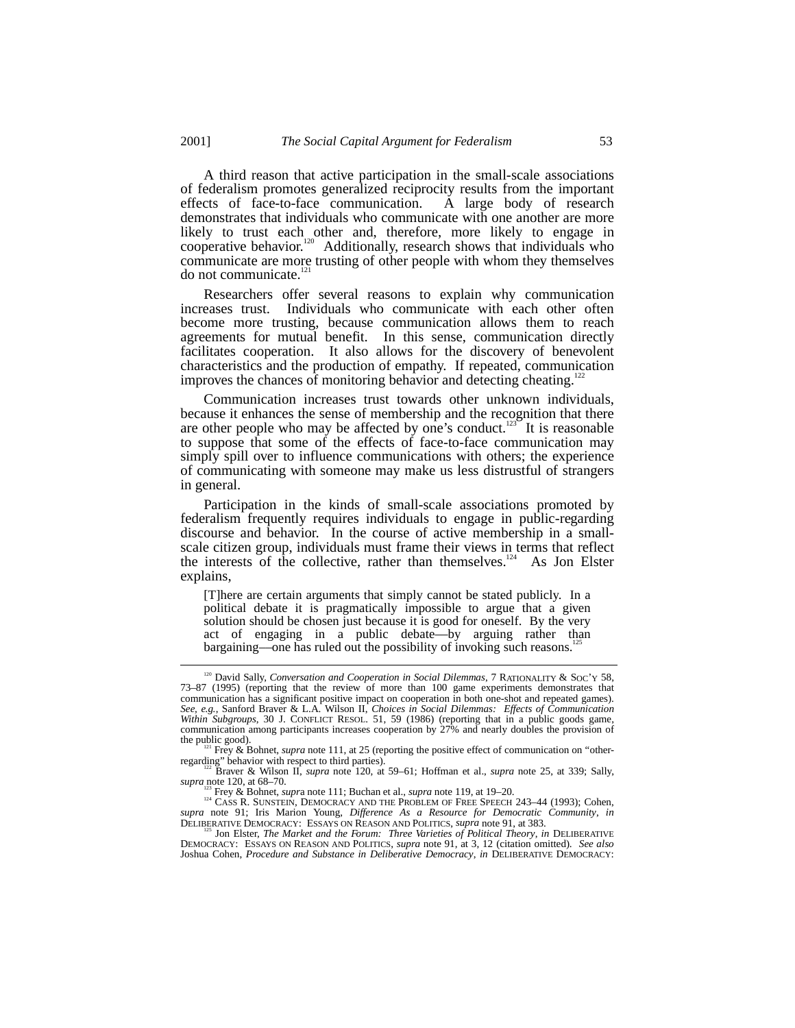A third reason that active participation in the small-scale associations of federalism promotes generalized reciprocity results from the important effects of face-to-face communication. A large body of research demonstrates that individuals who communicate with one another are more likely to trust each other and, therefore, more likely to engage in cooperative behavior.[120] Additionally, research shows that individuals who communicate are more trusting of other people with whom they themselves do not communicate.[121]

Researchers offer several reasons to explain why communication increases trust. Individuals who communicate with each other often become more trusting, because communication allows them to reach agreements for mutual benefit. In this sense, communication directly facilitates cooperation. It also allows for the discovery of benevolent characteristics and the production of empathy. If repeated, communication improves the chances of monitoring behavior and detecting cheating.[122]

Communication increases trust towards other unknown individuals, because it enhances the sense of membership and the recognition that there are other people who may be affected by one's conduct.[123] It is reasonable to suppose that some of the effects of face-to-face communication may simply spill over to influence communications with others; the experience of communicating with someone may make us less distrustful of strangers in general.

Participation in the kinds of small-scale associations promoted by federalism frequently requires individuals to engage in public-regarding discourse and behavior. In the course of active membership in a small-scale citizen group, individuals must frame their views in terms that reflect the interests of the collective, rather than themselves.[124] As Jon Elster explains,

> [T]here are certain arguments that simply cannot be stated publicly. In a political debate it is pragmatically impossible to argue that a given solution should be chosen just because it is good for oneself. By the very act of engaging in a public debate—by arguing rather than bargaining—one has ruled out the possibility of invoking such reasons.[125]

---

[120] David Sally, *Conversation and Cooperation in Social Dilemmas*, 7 RATIONALITY & SOC'Y 58, 73–87 (1995) (reporting that the review of more than 100 game experiments demonstrates that communication has a significant positive impact on cooperation in both one-shot and repeated games). *See, e.g.*, Sanford Braver & L.A. Wilson II, *Choices in Social Dilemmas: Effects of Communication Within Subgroups*, 30 J. CONFLICT RESOL. 51, 59 (1986) (reporting that in a public goods game, communication among participants increases cooperation by 27% and nearly doubles the provision of the public good).

[121] Frey & Bohnet, *supra* note 111, at 25 (reporting the positive effect of communication on "other-regarding" behavior with respect to third parties).

[122] Braver & Wilson II, *supra* note 120, at 59–61; Hoffman et al., *supra* note 25, at 339; Sally, *supra* note 120, at 68–70.

[123] Frey & Bohnet, *supra* note 111; Buchan et al., *supra* note 119, at 19–20.

[124] CASS R. SUNSTEIN, DEMOCRACY AND THE PROBLEM OF FREE SPEECH 243–44 (1993); Cohen, *supra* note 91; Iris Marion Young, *Difference As a Resource for Democratic Community*, *in* DELIBERATIVE DEMOCRACY: ESSAYS ON REASON AND POLITICS, *supra* note 91, at 383.

[125] Jon Elster, *The Market and the Forum: Three Varieties of Political Theory*, *in* DELIBERATIVE DEMOCRACY: ESSAYS ON REASON AND POLITICS, *supra* note 91, at 3, 12 (citation omitted). *See also* Joshua Cohen, *Procedure and Substance in Deliberative Democracy*, *in* DELIBERATIVE DEMOCRACY: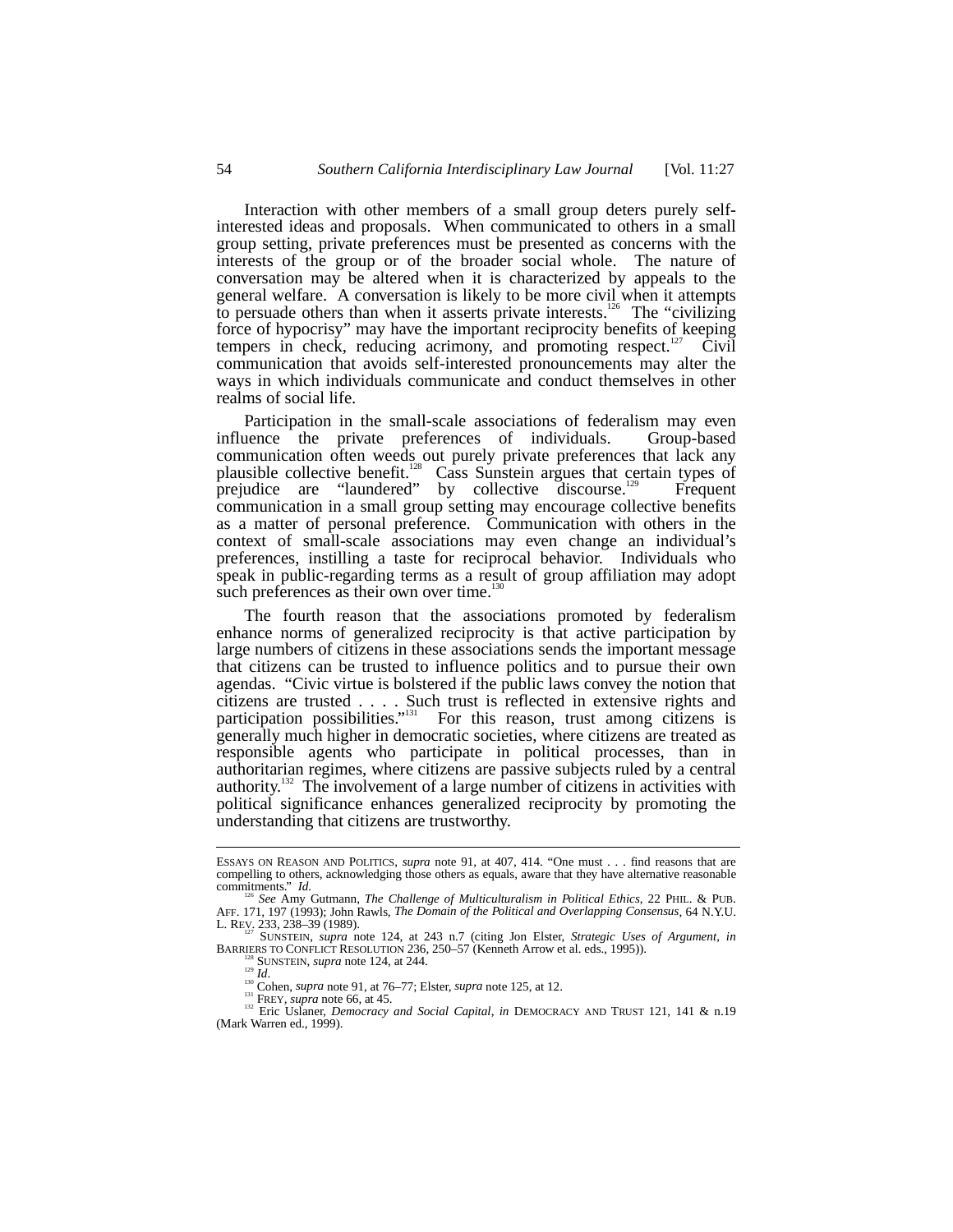Interaction with other members of a small group deters purely self-interested ideas and proposals. When communicated to others in a small group setting, private preferences must be presented as concerns with the interests of the group or of the broader social whole. The nature of conversation may be altered when it is characterized by appeals to the general welfare. A conversation is likely to be more civil when it attempts to persuade others than when it asserts private interests.[126] The "civilizing force of hypocrisy" may have the important reciprocity benefits of keeping tempers in check, reducing acrimony, and promoting respect.[127] Civil communication that avoids self-interested pronouncements may alter the ways in which individuals communicate and conduct themselves in other realms of social life.

Participation in the small-scale associations of federalism may even influence the private preferences of individuals. Group-based communication often weeds out purely private preferences that lack any plausible collective benefit.[128] Cass Sunstein argues that certain types of prejudice are "laundered" by collective discourse.[129] Frequent communication in a small group setting may encourage collective benefits as a matter of personal preference. Communication with others in the context of small-scale associations may even change an individual's preferences, instilling a taste for reciprocal behavior. Individuals who speak in public-regarding terms as a result of group affiliation may adopt such preferences as their own over time.[130]

The fourth reason that the associations promoted by federalism enhance norms of generalized reciprocity is that active participation by large numbers of citizens in these associations sends the important message that citizens can be trusted to influence politics and to pursue their own agendas. "Civic virtue is bolstered if the public laws convey the notion that citizens are trusted . . . . Such trust is reflected in extensive rights and participation possibilities."[131] For this reason, trust among citizens is generally much higher in democratic societies, where citizens are treated as responsible agents who participate in political processes, than in authoritarian regimes, where citizens are passive subjects ruled by a central authority.[132] The involvement of a large number of citizens in activities with political significance enhances generalized reciprocity by promoting the understanding that citizens are trustworthy.

---

ESSAYS ON REASON AND POLITICS, *supra* note 91, at 407, 414. "One must . . . find reasons that are compelling to others, acknowledging those others as equals, aware that they have alternative reasonable commitments." *Id.*

[126] *See* Amy Gutmann, *The Challenge of Multiculturalism in Political Ethics*, 22 PHIL. & PUB. AFF. 171, 197 (1993); John Rawls, *The Domain of the Political and Overlapping Consensus*, 64 N.Y.U. L. REV. 233, 238–39 (1989).

[127] SUNSTEIN, *supra* note 124, at 243 n.7 (citing Jon Elster, *Strategic Uses of Argument*, *in* BARRIERS TO CONFLICT RESOLUTION 236, 250–57 (Kenneth Arrow et al. eds., 1995)).

[128] SUNSTEIN, *supra* note 124, at 244.

[129] *Id.*

[130] Cohen, *supra* note 91, at 76–77; Elster, *supra* note 125, at 12.

[131] FREY, *supra* note 66, at 45.

[132] Eric Uslaner, *Democracy and Social Capital*, *in* DEMOCRACY AND TRUST 121, 141 & n.19 (Mark Warren ed., 1999).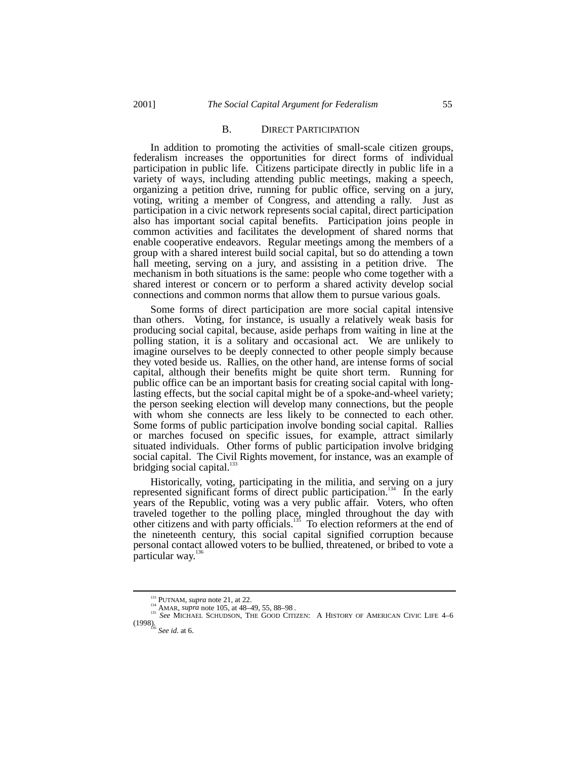### B. DIRECT PARTICIPATION

In addition to promoting the activities of small-scale citizen groups, federalism increases the opportunities for direct forms of individual participation in public life. Citizens participate directly in public life in a variety of ways, including attending public meetings, making a speech, organizing a petition drive, running for public office, serving on a jury, voting, writing a member of Congress, and attending a rally. Just as participation in a civic network represents social capital, direct participation also has important social capital benefits. Participation joins people in common activities and facilitates the development of shared norms that enable cooperative endeavors. Regular meetings among the members of a group with a shared interest build social capital, but so do attending a town hall meeting, serving on a jury, and assisting in a petition drive. The mechanism in both situations is the same: people who come together with a shared interest or concern or to perform a shared activity develop social connections and common norms that allow them to pursue various goals.

Some forms of direct participation are more social capital intensive than others. Voting, for instance, is usually a relatively weak basis for producing social capital, because, aside perhaps from waiting in line at the polling station, it is a solitary and occasional act. We are unlikely to imagine ourselves to be deeply connected to other people simply because they voted beside us. Rallies, on the other hand, are intense forms of social capital, although their benefits might be quite short term. Running for public office can be an important basis for creating social capital with long-lasting effects, but the social capital might be of a spoke-and-wheel variety; the person seeking election will develop many connections, but the people with whom she connects are less likely to be connected to each other. Some forms of public participation involve bonding social capital. Rallies or marches focused on specific issues, for example, attract similarly situated individuals. Other forms of public participation involve bridging social capital. The Civil Rights movement, for instance, was an example of bridging social capital.[133]

Historically, voting, participating in the militia, and serving on a jury represented significant forms of direct public participation.[134] In the early years of the Republic, voting was a very public affair. Voters, who often traveled together to the polling place, mingled throughout the day with other citizens and with party officials.[135] To election reformers at the end of the nineteenth century, this social capital signified corruption because personal contact allowed voters to be bullied, threatened, or bribed to vote a particular way.[136]

---

[133] PUTNAM, *supra* note 21, at 22.

[134] AMAR, *supra* note 105, at 48–49, 55, 88–98 .

[135] *See* MICHAEL SCHUDSON, THE GOOD CITIZEN: A HISTORY OF AMERICAN CIVIC LIFE 4–6 (1998).

[136] *See id.* at 6.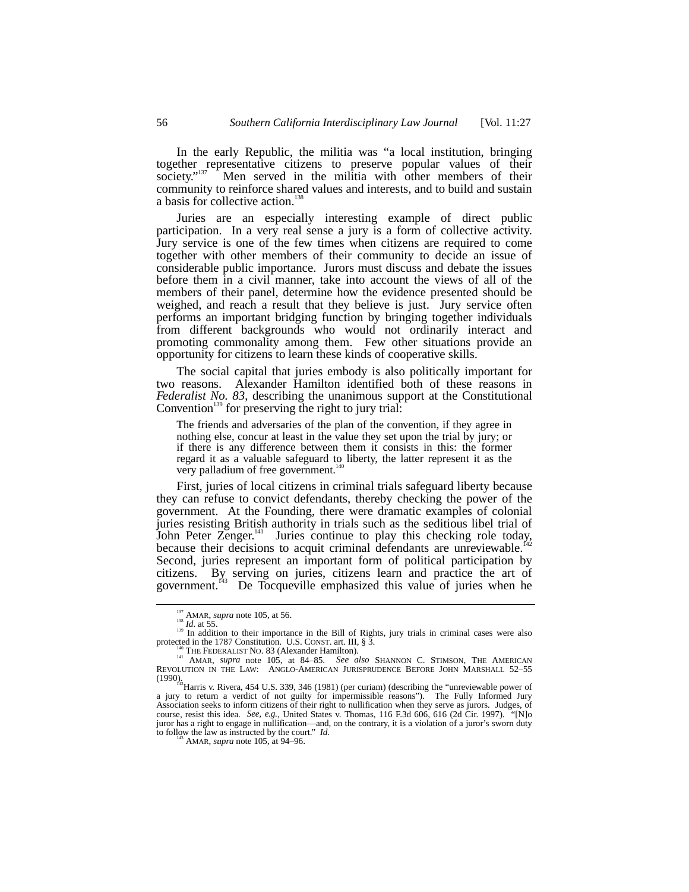In the early Republic, the militia was "a local institution, bringing together representative citizens to preserve popular values of their society."[137] Men served in the militia with other members of their community to reinforce shared values and interests, and to build and sustain a basis for collective action.[138]

Juries are an especially interesting example of direct public participation. In a very real sense a jury is a form of collective activity. Jury service is one of the few times when citizens are required to come together with other members of their community to decide an issue of considerable public importance. Jurors must discuss and debate the issues before them in a civil manner, take into account the views of all of the members of their panel, determine how the evidence presented should be weighed, and reach a result that they believe is just. Jury service often performs an important bridging function by bringing together individuals from different backgrounds who would not ordinarily interact and promoting commonality among them. Few other situations provide an opportunity for citizens to learn these kinds of cooperative skills.

The social capital that juries embody is also politically important for two reasons. Alexander Hamilton identified both of these reasons in *Federalist No. 83*, describing the unanimous support at the Constitutional Convention[139] for preserving the right to jury trial:

> The friends and adversaries of the plan of the convention, if they agree in nothing else, concur at least in the value they set upon the trial by jury; or if there is any difference between them it consists in this: the former regard it as a valuable safeguard to liberty, the latter represent it as the very palladium of free government.[140]

First, juries of local citizens in criminal trials safeguard liberty because they can refuse to convict defendants, thereby checking the power of the government. At the Founding, there were dramatic examples of colonial juries resisting British authority in trials such as the seditious libel trial of John Peter Zenger.[141] Juries continue to play this checking role today, because their decisions to acquit criminal defendants are unreviewable.[142] Second, juries represent an important form of political participation by citizens. By serving on juries, citizens learn and practice the art of government.[143] De Tocqueville emphasized this value of juries when he

---

[137] AMAR, *supra* note 105, at 56.

[138] *Id.* at 55.

[139] In addition to their importance in the Bill of Rights, jury trials in criminal cases were also protected in the 1787 Constitution. U.S. CONST. art. III, § 3.

[140] THE FEDERALIST NO. 83 (Alexander Hamilton).

[141] AMAR, *supra* note 105, at 84–85. *See also* SHANNON C. STIMSON, THE AMERICAN REVOLUTION IN THE LAW: ANGLO-AMERICAN JURISPRUDENCE BEFORE JOHN MARSHALL 52–55 (1990).

[142] Harris v. Rivera, 454 U.S. 339, 346 (1981) (per curiam) (describing the "unreviewable power of a jury to return a verdict of not guilty for impermissible reasons"). The Fully Informed Jury Association seeks to inform citizens of their right to nullification when they serve as jurors. Judges, of course, resist this idea. *See, e.g.*, United States v. Thomas, 116 F.3d 606, 616 (2d Cir. 1997). "[N]o juror has a right to engage in nullification—and, on the contrary, it is a violation of a juror's sworn duty to follow the law as instructed by the court." *Id.*

[143] AMAR, *supra* note 105, at 94–96.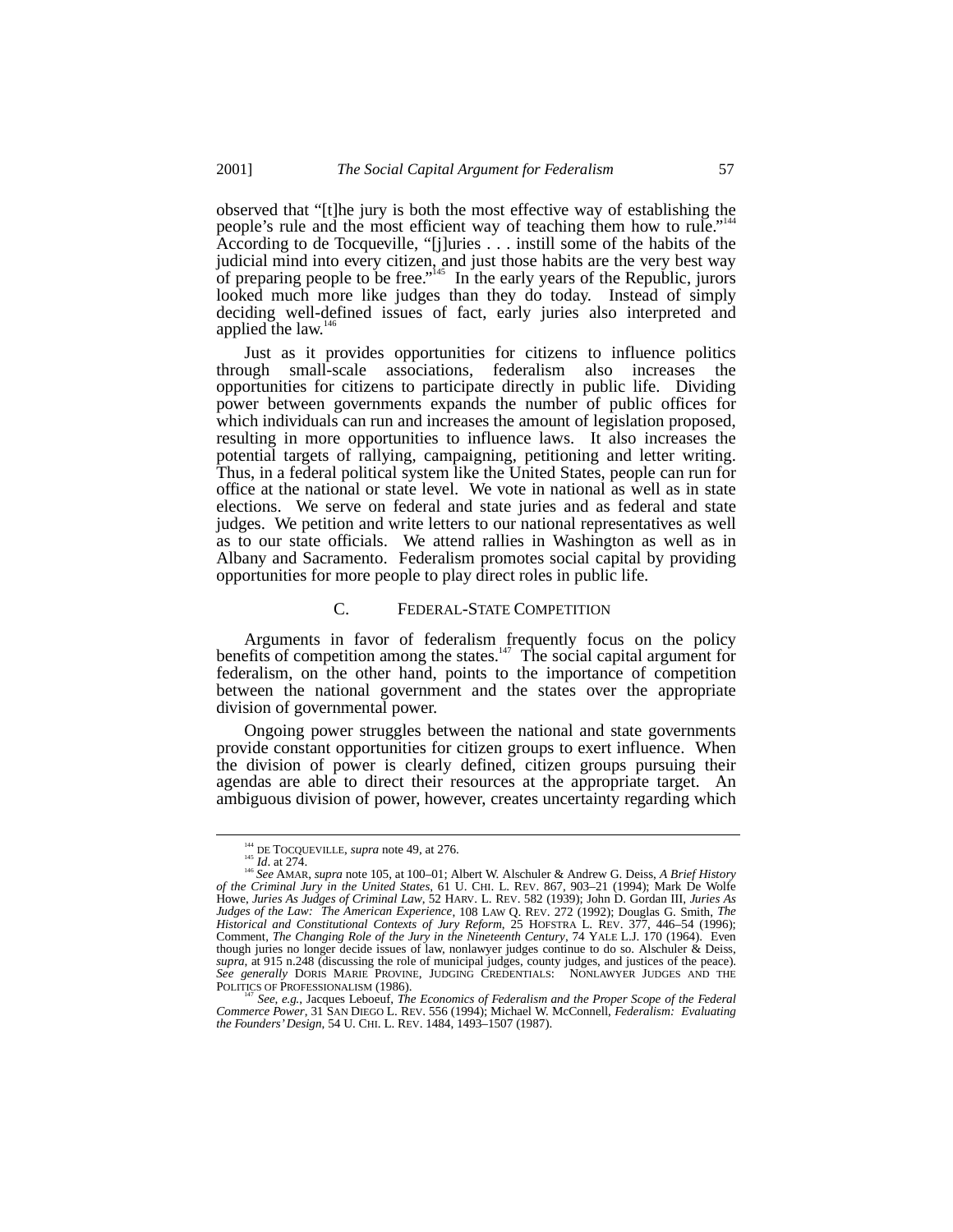observed that "[t]he jury is both the most effective way of establishing the people's rule and the most efficient way of teaching them how to rule."[144] According to de Tocqueville, "[j]uries . . . instill some of the habits of the judicial mind into every citizen, and just those habits are the very best way of preparing people to be free."[145] In the early years of the Republic, jurors looked much more like judges than they do today. Instead of simply deciding well-defined issues of fact, early juries also interpreted and applied the law.[146]

Just as it provides opportunities for citizens to influence politics through small-scale associations, federalism also increases the opportunities for citizens to participate directly in public life. Dividing power between governments expands the number of public offices for which individuals can run and increases the amount of legislation proposed, resulting in more opportunities to influence laws. It also increases the potential targets of rallying, campaigning, petitioning and letter writing. Thus, in a federal political system like the United States, people can run for office at the national or state level. We vote in national as well as in state elections. We serve on federal and state juries and as federal and state judges. We petition and write letters to our national representatives as well as to our state officials. We attend rallies in Washington as well as in Albany and Sacramento. Federalism promotes social capital by providing opportunities for more people to play direct roles in public life.

### C. Federal-State Competition

Arguments in favor of federalism frequently focus on the policy benefits of competition among the states.[147] The social capital argument for federalism, on the other hand, points to the importance of competition between the national government and the states over the appropriate division of governmental power.

Ongoing power struggles between the national and state governments provide constant opportunities for citizen groups to exert influence. When the division of power is clearly defined, citizen groups pursuing their agendas are able to direct their resources at the appropriate target. An ambiguous division of power, however, creates uncertainty regarding which

---

[144] DE TOCQUEVILLE, *supra* note 49, at 276.

[145] *Id*. at 274.

[146] *See* AMAR, *supra* note 105, at 100–01; Albert W. Alschuler & Andrew G. Deiss, *A Brief History of the Criminal Jury in the United States*, 61 U. CHI. L. REV. 867, 903–21 (1994); Mark De Wolfe Howe, *Juries As Judges of Criminal Law*, 52 HARV. L. REV. 582 (1939); John D. Gordan III, *Juries As Judges of the Law: The American Experience*, 108 LAW Q. REV. 272 (1992); Douglas G. Smith, *The Historical and Constitutional Contexts of Jury Reform*, 25 HOFSTRA L. REV. 377, 446–54 (1996); Comment, *The Changing Role of the Jury in the Nineteenth Century*, 74 YALE L.J. 170 (1964). Even though juries no longer decide issues of law, nonlawyer judges continue to do so. Alschuler & Deiss, *supra*, at 915 n.248 (discussing the role of municipal judges, county judges, and justices of the peace). *See generally* DORIS MARIE PROVINE, JUDGING CREDENTIALS: NONLAWYER JUDGES AND THE POLITICS OF PROFESSIONALISM (1986).

[147] *See, e.g.*, Jacques Leboeuf, *The Economics of Federalism and the Proper Scope of the Federal Commerce Power*, 31 SAN DIEGO L. REV. 556 (1994); Michael W. McConnell, *Federalism: Evaluating the Founders' Design*, 54 U. CHI. L. REV. 1484, 1493–1507 (1987).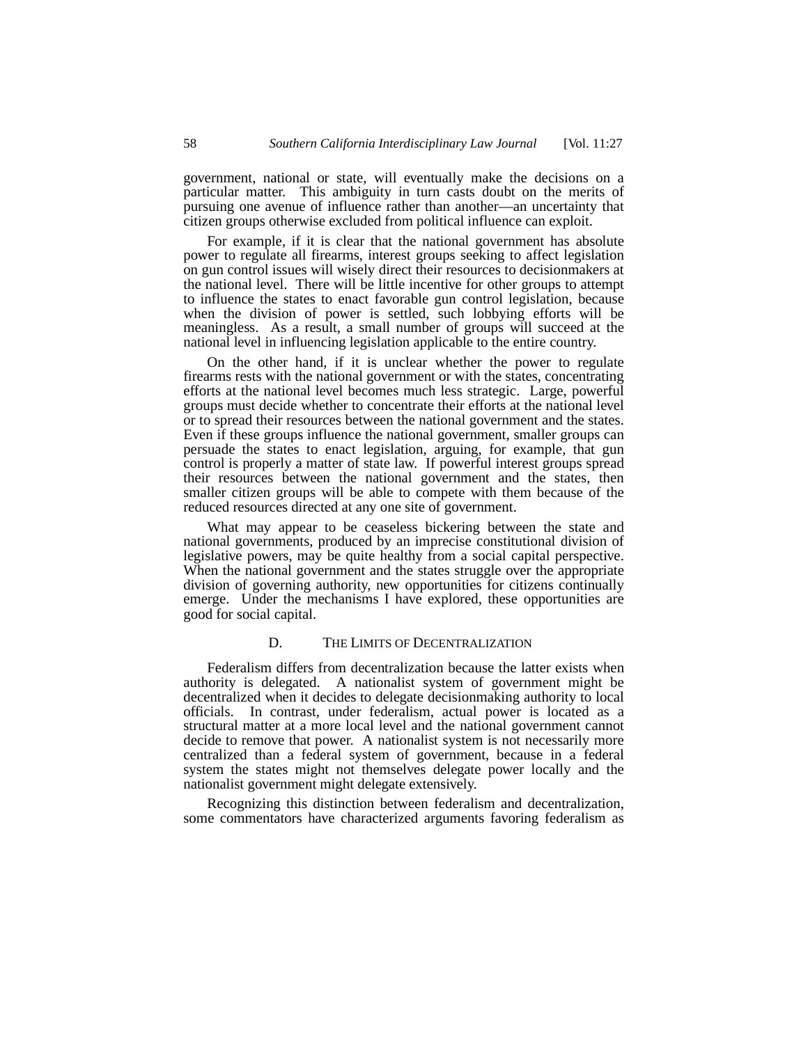government, national or state, will eventually make the decisions on a particular matter. This ambiguity in turn casts doubt on the merits of pursuing one avenue of influence rather than another—an uncertainty that citizen groups otherwise excluded from political influence can exploit.

For example, if it is clear that the national government has absolute power to regulate all firearms, interest groups seeking to affect legislation on gun control issues will wisely direct their resources to decisionmakers at the national level. There will be little incentive for other groups to attempt to influence the states to enact favorable gun control legislation, because when the division of power is settled, such lobbying efforts will be meaningless. As a result, a small number of groups will succeed at the national level in influencing legislation applicable to the entire country.

On the other hand, if it is unclear whether the power to regulate firearms rests with the national government or with the states, concentrating efforts at the national level becomes much less strategic. Large, powerful groups must decide whether to concentrate their efforts at the national level or to spread their resources between the national government and the states. Even if these groups influence the national government, smaller groups can persuade the states to enact legislation, arguing, for example, that gun control is properly a matter of state law. If powerful interest groups spread their resources between the national government and the states, then smaller citizen groups will be able to compete with them because of the reduced resources directed at any one site of government.

What may appear to be ceaseless bickering between the state and national governments, produced by an imprecise constitutional division of legislative powers, may be quite healthy from a social capital perspective. When the national government and the states struggle over the appropriate division of governing authority, new opportunities for citizens continually emerge. Under the mechanisms I have explored, these opportunities are good for social capital.

### D. THE LIMITS OF DECENTRALIZATION

Federalism differs from decentralization because the latter exists when authority is delegated. A nationalist system of government might be decentralized when it decides to delegate decisionmaking authority to local officials. In contrast, under federalism, actual power is located as a structural matter at a more local level and the national government cannot decide to remove that power. A nationalist system is not necessarily more centralized than a federal system of government, because in a federal system the states might not themselves delegate power locally and the nationalist government might delegate extensively.

Recognizing this distinction between federalism and decentralization, some commentators have characterized arguments favoring federalism as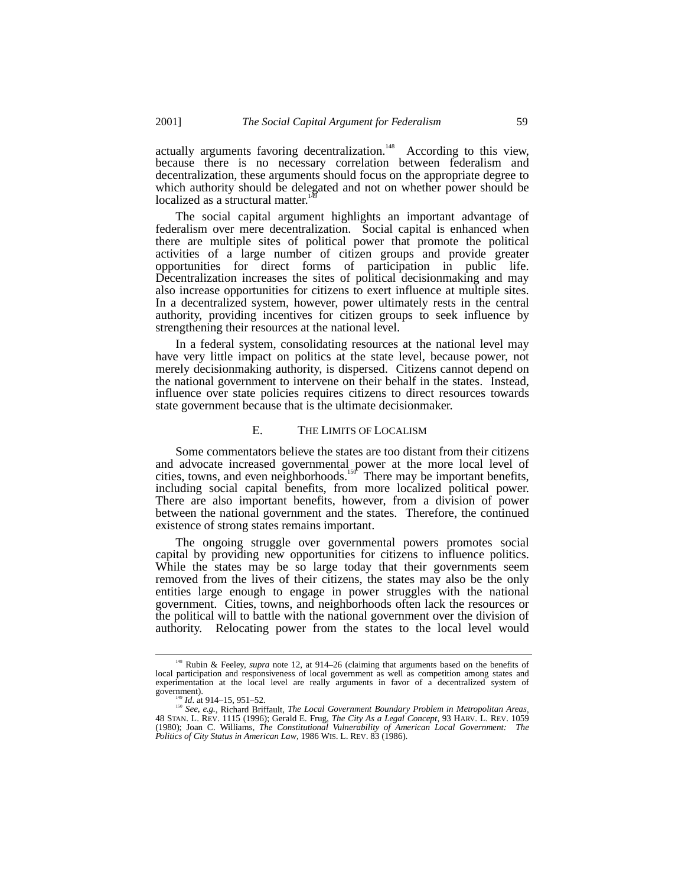actually arguments favoring decentralization.[148] According to this view, because there is no necessary correlation between federalism and decentralization, these arguments should focus on the appropriate degree to which authority should be delegated and not on whether power should be localized as a structural matter.[149]

The social capital argument highlights an important advantage of federalism over mere decentralization. Social capital is enhanced when there are multiple sites of political power that promote the political activities of a large number of citizen groups and provide greater opportunities for direct forms of participation in public life. Decentralization increases the sites of political decisionmaking and may also increase opportunities for citizens to exert influence at multiple sites. In a decentralized system, however, power ultimately rests in the central authority, providing incentives for citizen groups to seek influence by strengthening their resources at the national level.

In a federal system, consolidating resources at the national level may have very little impact on politics at the state level, because power, not merely decisionmaking authority, is dispersed. Citizens cannot depend on the national government to intervene on their behalf in the states. Instead, influence over state policies requires citizens to direct resources towards state government because that is the ultimate decisionmaker.

### E. THE LIMITS OF LOCALISM

Some commentators believe the states are too distant from their citizens and advocate increased governmental power at the more local level of cities, towns, and even neighborhoods.[150] There may be important benefits, including social capital benefits, from more localized political power. There are also important benefits, however, from a division of power between the national government and the states. Therefore, the continued existence of strong states remains important.

The ongoing struggle over governmental powers promotes social capital by providing new opportunities for citizens to influence politics. While the states may be so large today that their governments seem removed from the lives of their citizens, the states may also be the only entities large enough to engage in power struggles with the national government. Cities, towns, and neighborhoods often lack the resources or the political will to battle with the national government over the division of authority. Relocating power from the states to the local level would

---

[148] Rubin & Feeley, *supra* note 12, at 914–26 (claiming that arguments based on the benefits of local participation and responsiveness of local government as well as competition among states and experimentation at the local level are really arguments in favor of a decentralized system of government).

[149] *Id*. at 914–15, 951–52.

[150] *See, e.g.*, Richard Briffault, *The Local Government Boundary Problem in Metropolitan Areas*, 48 STAN. L. REV. 1115 (1996); Gerald E. Frug, *The City As a Legal Concept*, 93 HARV. L. REV. 1059 (1980); Joan C. Williams, *The Constitutional Vulnerability of American Local Government: The Politics of City Status in American Law*, 1986 WIS. L. REV. 83 (1986).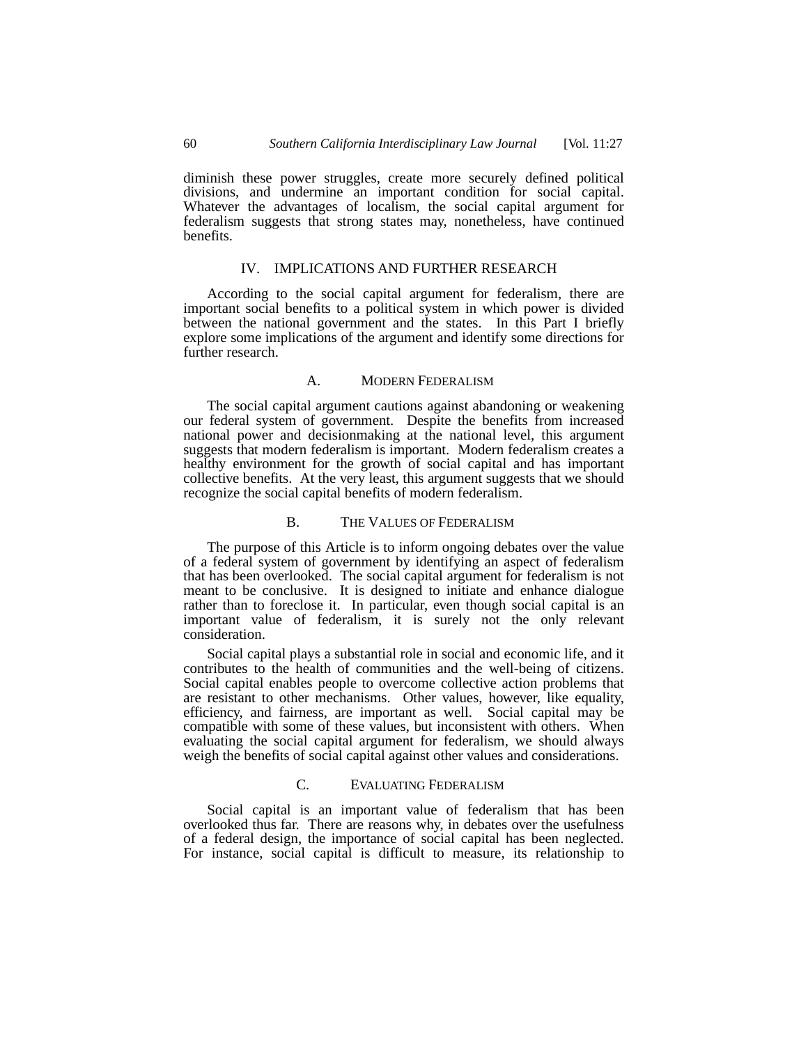diminish these power struggles, create more securely defined political divisions, and undermine an important condition for social capital. Whatever the advantages of localism, the social capital argument for federalism suggests that strong states may, nonetheless, have continued benefits.

## IV. IMPLICATIONS AND FURTHER RESEARCH

According to the social capital argument for federalism, there are important social benefits to a political system in which power is divided between the national government and the states. In this Part I briefly explore some implications of the argument and identify some directions for further research.

### A. MODERN FEDERALISM

The social capital argument cautions against abandoning or weakening our federal system of government. Despite the benefits from increased national power and decisionmaking at the national level, this argument suggests that modern federalism is important. Modern federalism creates a healthy environment for the growth of social capital and has important collective benefits. At the very least, this argument suggests that we should recognize the social capital benefits of modern federalism.

### B. THE VALUES OF FEDERALISM

The purpose of this Article is to inform ongoing debates over the value of a federal system of government by identifying an aspect of federalism that has been overlooked. The social capital argument for federalism is not meant to be conclusive. It is designed to initiate and enhance dialogue rather than to foreclose it. In particular, even though social capital is an important value of federalism, it is surely not the only relevant consideration.

Social capital plays a substantial role in social and economic life, and it contributes to the health of communities and the well-being of citizens. Social capital enables people to overcome collective action problems that are resistant to other mechanisms. Other values, however, like equality, efficiency, and fairness, are important as well. Social capital may be compatible with some of these values, but inconsistent with others. When evaluating the social capital argument for federalism, we should always weigh the benefits of social capital against other values and considerations.

### C. EVALUATING FEDERALISM

Social capital is an important value of federalism that has been overlooked thus far. There are reasons why, in debates over the usefulness of a federal design, the importance of social capital has been neglected. For instance, social capital is difficult to measure, its relationship to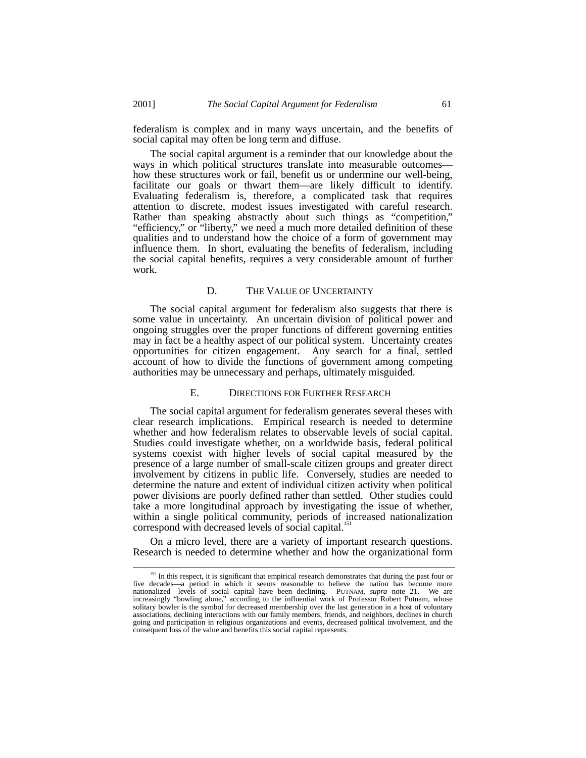federalism is complex and in many ways uncertain, and the benefits of social capital may often be long term and diffuse.

The social capital argument is a reminder that our knowledge about the ways in which political structures translate into measurable outcomes—how these structures work or fail, benefit us or undermine our well-being, facilitate our goals or thwart them—are likely difficult to identify. Evaluating federalism is, therefore, a complicated task that requires attention to discrete, modest issues investigated with careful research. Rather than speaking abstractly about such things as "competition," "efficiency," or "liberty," we need a much more detailed definition of these qualities and to understand how the choice of a form of government may influence them. In short, evaluating the benefits of federalism, including the social capital benefits, requires a very considerable amount of further work.

### D. THE VALUE OF UNCERTAINTY

The social capital argument for federalism also suggests that there is some value in uncertainty. An uncertain division of political power and ongoing struggles over the proper functions of different governing entities may in fact be a healthy aspect of our political system. Uncertainty creates opportunities for citizen engagement. Any search for a final, settled account of how to divide the functions of government among competing authorities may be unnecessary and perhaps, ultimately misguided.

### E. DIRECTIONS FOR FURTHER RESEARCH

The social capital argument for federalism generates several theses with clear research implications. Empirical research is needed to determine whether and how federalism relates to observable levels of social capital. Studies could investigate whether, on a worldwide basis, federal political systems coexist with higher levels of social capital measured by the presence of a large number of small-scale citizen groups and greater direct involvement by citizens in public life. Conversely, studies are needed to determine the nature and extent of individual citizen activity when political power divisions are poorly defined rather than settled. Other studies could take a more longitudinal approach by investigating the issue of whether, within a single political community, periods of increased nationalization correspond with decreased levels of social capital.[151]

On a micro level, there are a variety of important research questions. Research is needed to determine whether and how the organizational form

---

[151] In this respect, it is significant that empirical research demonstrates that during the past four or five decades—a period in which it seems reasonable to believe the nation has become more nationalized—levels of social capital have been declining. PUTNAM, *supra* note 21. We are increasingly "bowling alone," according to the influential work of Professor Robert Putnam, whose solitary bowler is the symbol for decreased membership over the last generation in a host of voluntary associations, declining interactions with our family members, friends, and neighbors, declines in church going and participation in religious organizations and events, decreased political involvement, and the consequent loss of the value and benefits this social capital represents.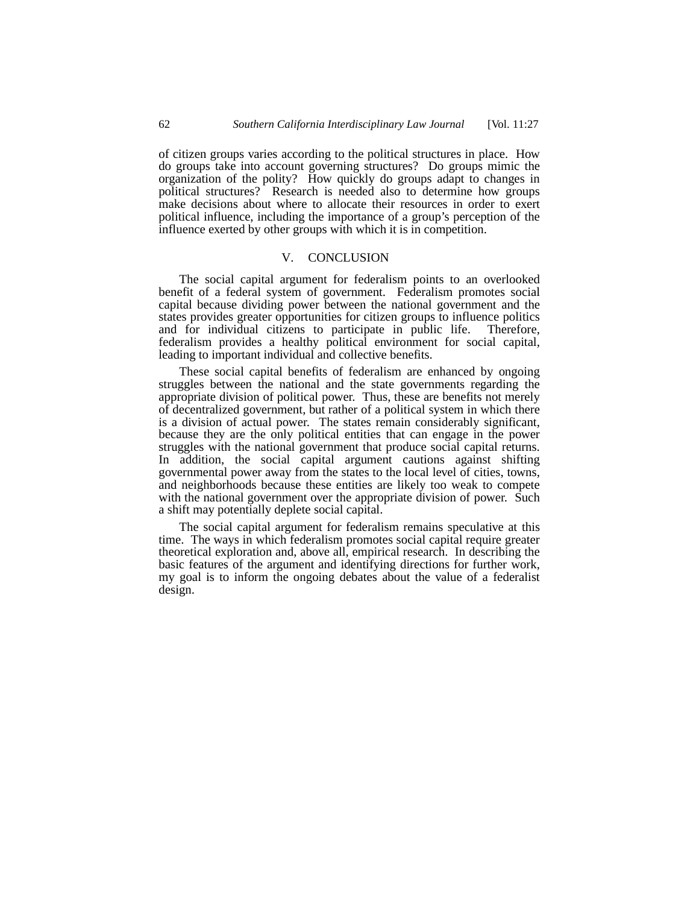of citizen groups varies according to the political structures in place. How do groups take into account governing structures? Do groups mimic the organization of the polity? How quickly do groups adapt to changes in political structures? Research is needed also to determine how groups make decisions about where to allocate their resources in order to exert political influence, including the importance of a group's perception of the influence exerted by other groups with which it is in competition.

## V. CONCLUSION

The social capital argument for federalism points to an overlooked benefit of a federal system of government. Federalism promotes social capital because dividing power between the national government and the states provides greater opportunities for citizen groups to influence politics and for individual citizens to participate in public life. Therefore, federalism provides a healthy political environment for social capital, leading to important individual and collective benefits.

These social capital benefits of federalism are enhanced by ongoing struggles between the national and the state governments regarding the appropriate division of political power. Thus, these are benefits not merely of decentralized government, but rather of a political system in which there is a division of actual power. The states remain considerably significant, because they are the only political entities that can engage in the power struggles with the national government that produce social capital returns. In addition, the social capital argument cautions against shifting governmental power away from the states to the local level of cities, towns, and neighborhoods because these entities are likely too weak to compete with the national government over the appropriate division of power. Such a shift may potentially deplete social capital.

The social capital argument for federalism remains speculative at this time. The ways in which federalism promotes social capital require greater theoretical exploration and, above all, empirical research. In describing the basic features of the argument and identifying directions for further work, my goal is to inform the ongoing debates about the value of a federalist design.